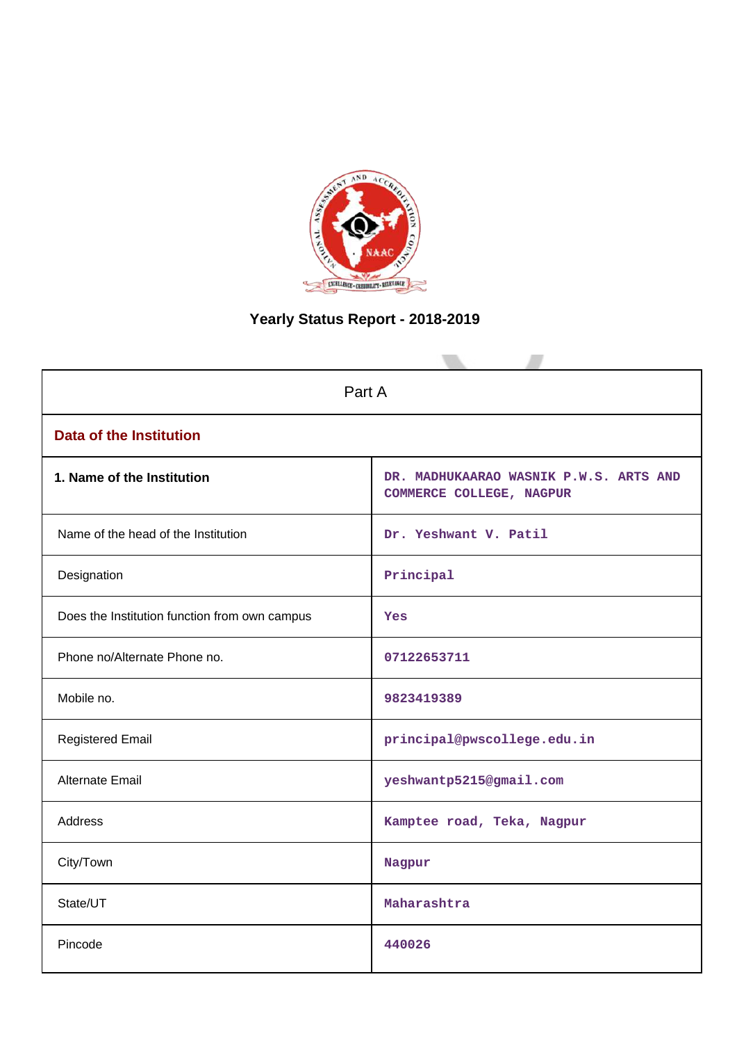# Yearly Status Report - 2018-2019

| Part A | |
|---|---|
| **Data of the Institution** | |
| **1. Name of the Institution** | DR. MADHUKAARAO WASNIK P.W.S. ARTS AND COMMERCE COLLEGE, NAGPUR |
| Name of the head of the Institution | Dr. Yeshwant V. Patil |
| Designation | Principal |
| Does the Institution function from own campus | Yes |
| Phone no/Alternate Phone no. | 07122653711 |
| Mobile no. | 9823419389 |
| Registered Email | principal@pwscollege.edu.in |
| Alternate Email | yeshwantp5215@gmail.com |
| Address | Kamptee road, Teka, Nagpur |
| City/Town | Nagpur |
| State/UT | Maharashtra |
| Pincode | 440026 |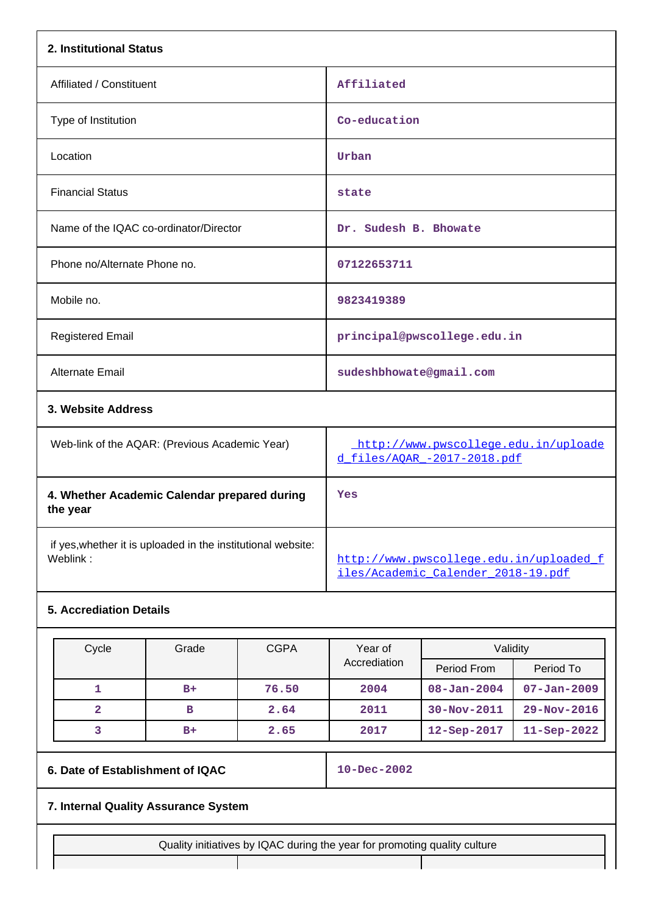## 2. Institutional Status

| | |
|---|---|
| Affiliated / Constituent | Affiliated |
| Type of Institution | Co-education |
| Location | Urban |
| Financial Status | state |
| Name of the IQAC co-ordinator/Director | Dr. Sudesh B. Bhowate |
| Phone no/Alternate Phone no. | 07122653711 |
| Mobile no. | 9823419389 |
| Registered Email | principal@pwscollege.edu.in |
| Alternate Email | sudeshbhowate@gmail.com |

## 3. Website Address

| | |
|---|---|
| Web-link of the AQAR: (Previous Academic Year) | http://www.pwscollege.edu.in/uploaded_files/AQAR_-2017-2018.pdf |

| | |
|---|---|
| **4. Whether Academic Calendar prepared during the year** | Yes |
| if yes,whether it is uploaded in the institutional website: Weblink : | http://www.pwscollege.edu.in/uploaded_files/Academic_Calender_2018-19.pdf |

## 5. Accrediation Details

| Cycle | Grade | CGPA | Year of Accrediation | Validity | |
|---|---|---|---|---|---|
| | | | | Period From | Period To |
| 1 | B+ | 76.50 | 2004 | 08-Jan-2004 | 07-Jan-2009 |
| 2 | B | 2.64 | 2011 | 30-Nov-2011 | 29-Nov-2016 |
| 3 | B+ | 2.65 | 2017 | 12-Sep-2017 | 11-Sep-2022 |

| | |
|---|---|
| **6. Date of Establishment of IQAC** | 10-Dec-2002 |

## 7. Internal Quality Assurance System

| Quality initiatives by IQAC during the year for promoting quality culture | | |
|---|---|---|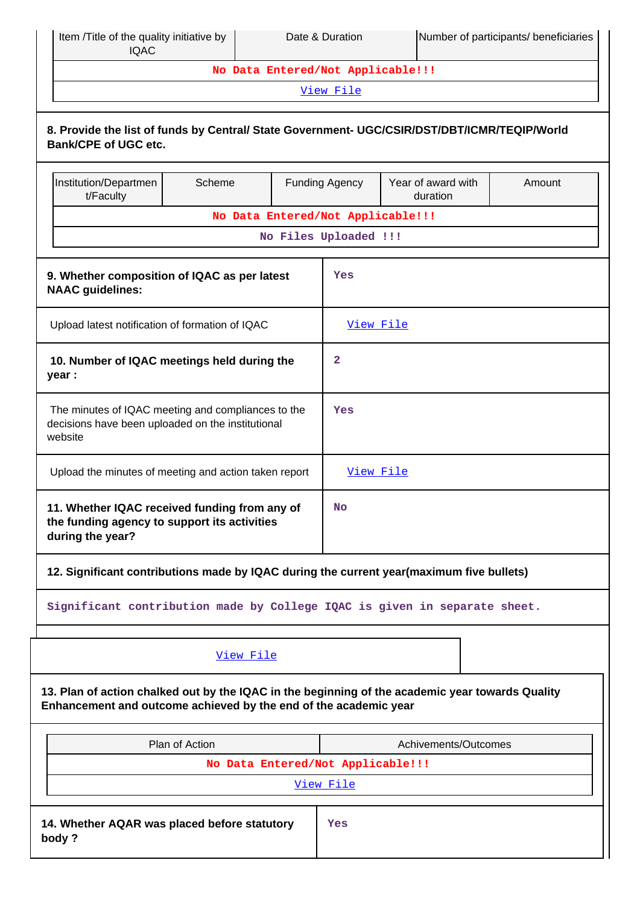| Item /Title of the quality initiative by IQAC | Date & Duration | Number of participants/ beneficiaries |
|---|---|---|
| No Data Entered/Not Applicable!!! | | |
| View File | | |

**8. Provide the list of funds by Central/ State Government- UGC/CSIR/DST/DBT/ICMR/TEQIP/World Bank/CPE of UGC etc.**

| Institution/Department/Faculty | Scheme | Funding Agency | Year of award with duration | Amount |
|---|---|---|---|---|
| No Data Entered/Not Applicable!!! | | | | |
| No Files Uploaded !!! | | | | |

| | |
|---|---|
| **9. Whether composition of IQAC as per latest NAAC guidelines:** | Yes |
| Upload latest notification of formation of IQAC | View File |
| **10. Number of IQAC meetings held during the year :** | 2 |
| The minutes of IQAC meeting and compliances to the decisions have been uploaded on the institutional website | Yes |
| Upload the minutes of meeting and action taken report | View File |
| **11. Whether IQAC received funding from any of the funding agency to support its activities during the year?** | No |

**12. Significant contributions made by IQAC during the current year(maximum five bullets)**

Significant contribution made by College IQAC is given in separate sheet.

View File

**13. Plan of action chalked out by the IQAC in the beginning of the academic year towards Quality Enhancement and outcome achieved by the end of the academic year**

| Plan of Action | Achivements/Outcomes |
|---|---|
| No Data Entered/Not Applicable!!! | |
| View File | |

| | |
|---|---|
| **14. Whether AQAR was placed before statutory body ?** | Yes |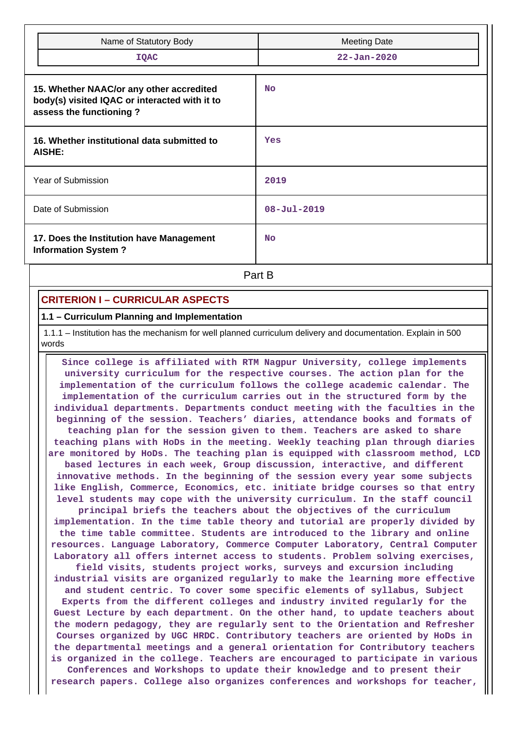| Name of Statutory Body | Meeting Date |
|---|---|
| IQAC | 22-Jan-2020 |

| | |
|---|---|
| **15. Whether NAAC/or any other accredited body(s) visited IQAC or interacted with it to assess the functioning ?** | No |
| **16. Whether institutional data submitted to AISHE:** | Yes |
| Year of Submission | 2019 |
| Date of Submission | 08-Jul-2019 |
| **17. Does the Institution have Management Information System ?** | No |

## Part B

### CRITERION I – CURRICULAR ASPECTS

#### 1.1 – Curriculum Planning and Implementation

1.1.1 – Institution has the mechanism for well planned curriculum delivery and documentation. Explain in 500 words

Since college is affiliated with RTM Nagpur University, college implements university curriculum for the respective courses. The action plan for the implementation of the curriculum follows the college academic calendar. The implementation of the curriculum carries out in the structured form by the individual departments. Departments conduct meeting with the faculties in the beginning of the session. Teachers' diaries, attendance books and formats of teaching plan for the session given to them. Teachers are asked to share teaching plans with HoDs in the meeting. Weekly teaching plan through diaries are monitored by HoDs. The teaching plan is equipped with classroom method, LCD based lectures in each week, Group discussion, interactive, and different innovative methods. In the beginning of the session every year some subjects like English, Commerce, Economics, etc. initiate bridge courses so that entry level students may cope with the university curriculum. In the staff council principal briefs the teachers about the objectives of the curriculum implementation. In the time table theory and tutorial are properly divided by the time table committee. Students are introduced to the library and online resources. Language Laboratory, Commerce Computer Laboratory, Central Computer Laboratory all offers internet access to students. Problem solving exercises, field visits, students project works, surveys and excursion including industrial visits are organized regularly to make the learning more effective and student centric. To cover some specific elements of syllabus, Subject Experts from the different colleges and industry invited regularly for the Guest Lecture by each department. On the other hand, to update teachers about the modern pedagogy, they are regularly sent to the Orientation and Refresher Courses organized by UGC HRDC. Contributory teachers are oriented by HoDs in the departmental meetings and a general orientation for Contributory teachers is organized in the college. Teachers are encouraged to participate in various Conferences and Workshops to update their knowledge and to present their research papers. College also organizes conferences and workshops for teacher,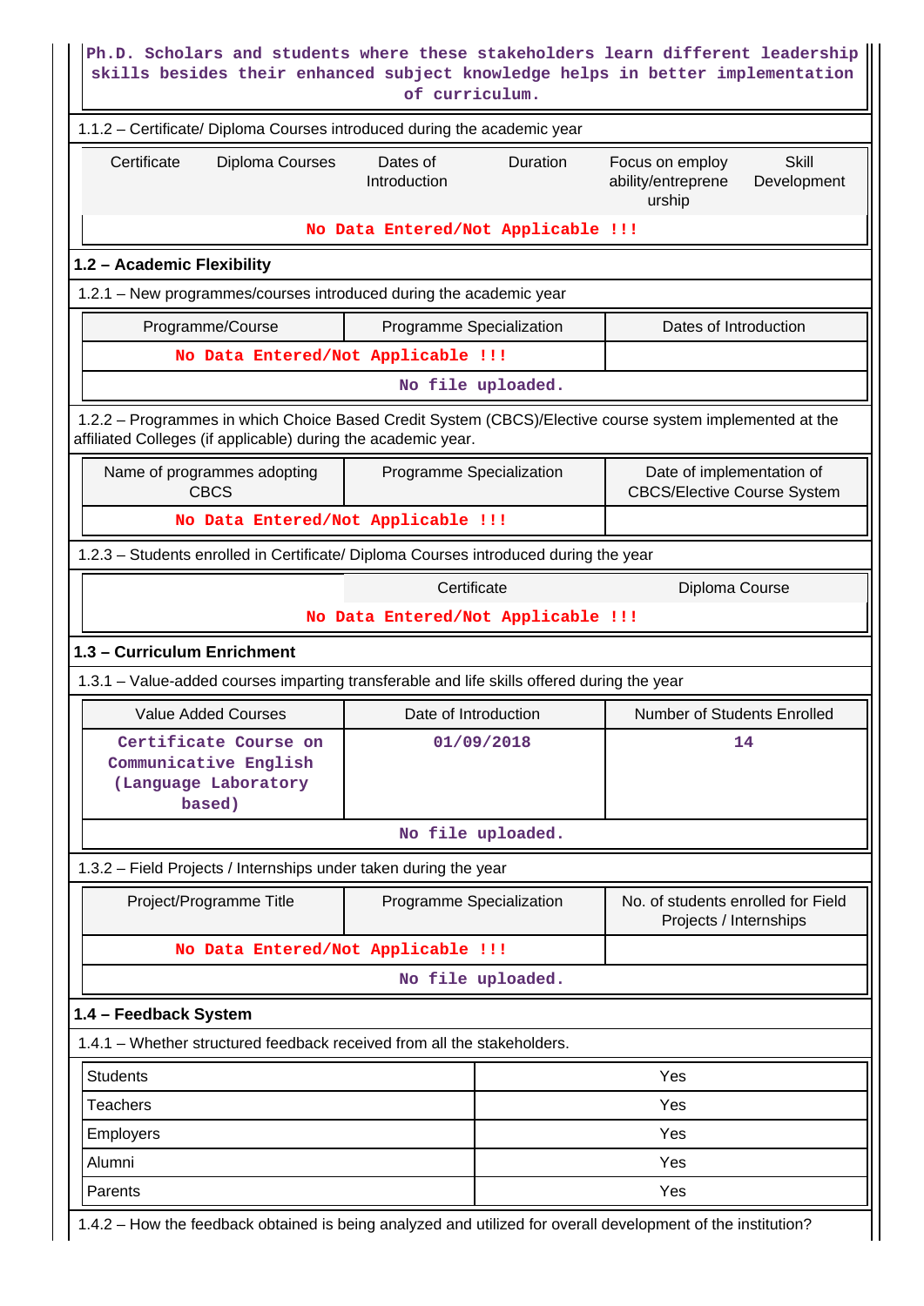Ph.D. Scholars and students where these stakeholders learn different leadership skills besides their enhanced subject knowledge helps in better implementation of curriculum.

1.1.2 – Certificate/ Diploma Courses introduced during the academic year

| Certificate | Diploma Courses | Dates of Introduction | Duration | Focus on employ ability/entrepreneurship | Skill Development |
|---|---|---|---|---|---|
| No Data Entered/Not Applicable !!! | | | | | |

## 1.2 – Academic Flexibility

1.2.1 – New programmes/courses introduced during the academic year

| Programme/Course | Programme Specialization | Dates of Introduction |
|---|---|---|
| No Data Entered/Not Applicable !!! | | |
| No file uploaded. | | |

1.2.2 – Programmes in which Choice Based Credit System (CBCS)/Elective course system implemented at the affiliated Colleges (if applicable) during the academic year.

| Name of programmes adopting CBCS | Programme Specialization | Date of implementation of CBCS/Elective Course System |
|---|---|---|
| No Data Entered/Not Applicable !!! | | |

1.2.3 – Students enrolled in Certificate/ Diploma Courses introduced during the year

| | Certificate | Diploma Course |
|---|---|---|
| No Data Entered/Not Applicable !!! | | |

## 1.3 – Curriculum Enrichment

1.3.1 – Value-added courses imparting transferable and life skills offered during the year

| Value Added Courses | Date of Introduction | Number of Students Enrolled |
|---|---|---|
| Certificate Course on Communicative English (Language Laboratory based) | 01/09/2018 | 14 |
| No file uploaded. | | |

1.3.2 – Field Projects / Internships under taken during the year

| Project/Programme Title | Programme Specialization | No. of students enrolled for Field Projects / Internships |
|---|---|---|
| No Data Entered/Not Applicable !!! | | |
| No file uploaded. | | |

## 1.4 – Feedback System

1.4.1 – Whether structured feedback received from all the stakeholders.

| | |
|---|---|
| Students | Yes |
| Teachers | Yes |
| Employers | Yes |
| Alumni | Yes |
| Parents | Yes |

1.4.2 – How the feedback obtained is being analyzed and utilized for overall development of the institution?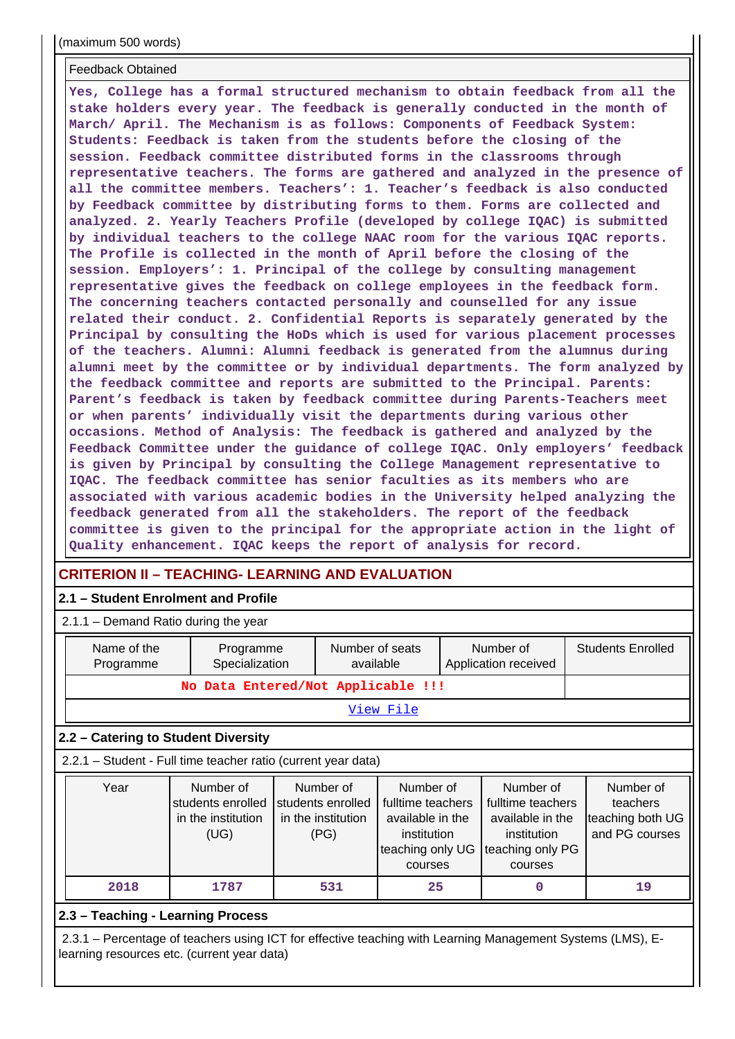(maximum 500 words)

| Feedback Obtained |
|---|
| Yes, College has a formal structured mechanism to obtain feedback from all the stake holders every year. The feedback is generally conducted in the month of March/ April. The Mechanism is as follows: Components of Feedback System: Students: Feedback is taken from the students before the closing of the session. Feedback committee distributed forms in the classrooms through representative teachers. The forms are gathered and analyzed in the presence of all the committee members. Teachers': 1. Teacher's feedback is also conducted by Feedback committee by distributing forms to them. Forms are collected and analyzed. 2. Yearly Teachers Profile (developed by college IQAC) is submitted by individual teachers to the college NAAC room for the various IQAC reports. The Profile is collected in the month of April before the closing of the session. Employers': 1. Principal of the college by consulting management representative gives the feedback on college employees in the feedback form. The concerning teachers contacted personally and counselled for any issue related their conduct. 2. Confidential Reports is separately generated by the Principal by consulting the HoDs which is used for various placement processes of the teachers. Alumni: Alumni feedback is generated from the alumnus during alumni meet by the committee or by individual departments. The form analyzed by the feedback committee and reports are submitted to the Principal. Parents: Parent's feedback is taken by feedback committee during Parents-Teachers meet or when parents' individually visit the departments during various other occasions. Method of Analysis: The feedback is gathered and analyzed by the Feedback Committee under the guidance of college IQAC. Only employers' feedback is given by Principal by consulting the College Management representative to IQAC. The feedback committee has senior faculties as its members who are associated with various academic bodies in the University helped analyzing the feedback generated from all the stakeholders. The report of the feedback committee is given to the principal for the appropriate action in the light of Quality enhancement. IQAC keeps the report of analysis for record. |

## CRITERION II – TEACHING- LEARNING AND EVALUATION

### 2.1 – Student Enrolment and Profile

2.1.1 – Demand Ratio during the year

| Name of the Programme | Programme Specialization | Number of seats available | Number of Application received | Students Enrolled |
|---|---|---|---|---|
| No Data Entered/Not Applicable !!! | | | | |
| View File | | | | |

### 2.2 – Catering to Student Diversity

2.2.1 – Student - Full time teacher ratio (current year data)

| Year | Number of students enrolled in the institution (UG) | Number of students enrolled in the institution (PG) | Number of fulltime teachers available in the institution teaching only UG courses | Number of fulltime teachers available in the institution teaching only PG courses | Number of teachers teaching both UG and PG courses |
|---|---|---|---|---|---|
| 2018 | 1787 | 531 | 25 | 0 | 19 |

### 2.3 – Teaching - Learning Process

2.3.1 – Percentage of teachers using ICT for effective teaching with Learning Management Systems (LMS), E-learning resources etc. (current year data)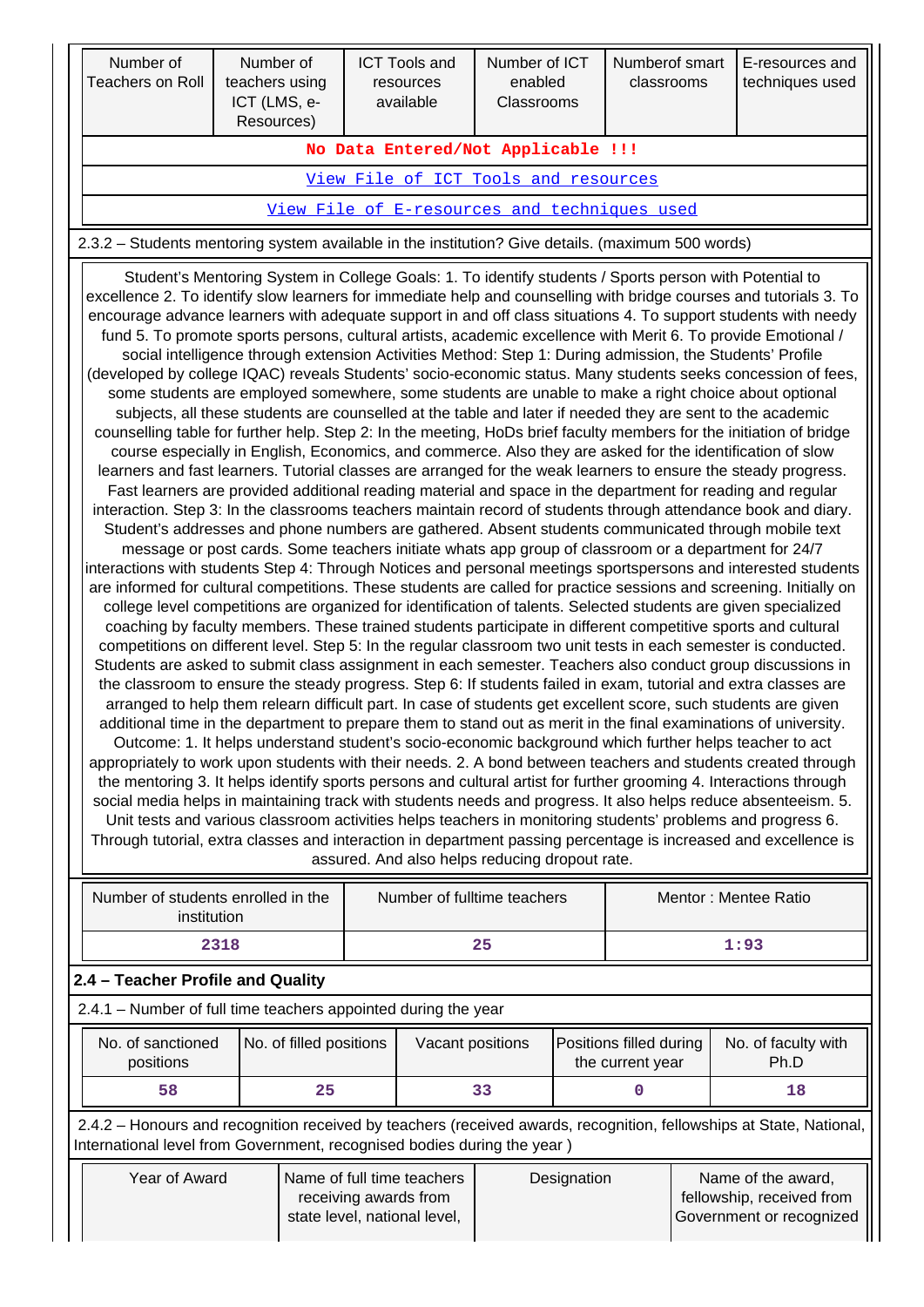| Number of Teachers on Roll | Number of teachers using ICT (LMS, e-Resources) | ICT Tools and resources available | Number of ICT enabled Classrooms | Numberof smart classrooms | E-resources and techniques used |
|---|---|---|---|---|---|
| **No Data Entered/Not Applicable !!!** | | | | | |
| View File of ICT Tools and resources | | | | | |
| View File of E-resources and techniques used | | | | | |

2.3.2 – Students mentoring system available in the institution? Give details. (maximum 500 words)

Student's Mentoring System in College Goals: 1. To identify students / Sports person with Potential to excellence 2. To identify slow learners for immediate help and counselling with bridge courses and tutorials 3. To encourage advance learners with adequate support in and off class situations 4. To support students with needy fund 5. To promote sports persons, cultural artists, academic excellence with Merit 6. To provide Emotional / social intelligence through extension Activities Method: Step 1: During admission, the Students' Profile (developed by college IQAC) reveals Students' socio-economic status. Many students seeks concession of fees, some students are employed somewhere, some students are unable to make a right choice about optional subjects, all these students are counselled at the table and later if needed they are sent to the academic counselling table for further help. Step 2: In the meeting, HoDs brief faculty members for the initiation of bridge course especially in English, Economics, and commerce. Also they are asked for the identification of slow learners and fast learners. Tutorial classes are arranged for the weak learners to ensure the steady progress. Fast learners are provided additional reading material and space in the department for reading and regular interaction. Step 3: In the classrooms teachers maintain record of students through attendance book and diary. Student's addresses and phone numbers are gathered. Absent students communicated through mobile text message or post cards. Some teachers initiate whats app group of classroom or a department for 24/7 interactions with students Step 4: Through Notices and personal meetings sportspersons and interested students are informed for cultural competitions. These students are called for practice sessions and screening. Initially on college level competitions are organized for identification of talents. Selected students are given specialized coaching by faculty members. These trained students participate in different competitive sports and cultural competitions on different level. Step 5: In the regular classroom two unit tests in each semester is conducted. Students are asked to submit class assignment in each semester. Teachers also conduct group discussions in the classroom to ensure the steady progress. Step 6: If students failed in exam, tutorial and extra classes are arranged to help them relearn difficult part. In case of students get excellent score, such students are given additional time in the department to prepare them to stand out as merit in the final examinations of university. Outcome: 1. It helps understand student's socio-economic background which further helps teacher to act appropriately to work upon students with their needs. 2. A bond between teachers and students created through the mentoring 3. It helps identify sports persons and cultural artist for further grooming 4. Interactions through social media helps in maintaining track with students needs and progress. It also helps reduce absenteeism. 5. Unit tests and various classroom activities helps teachers in monitoring students' problems and progress 6. Through tutorial, extra classes and interaction in department passing percentage is increased and excellence is assured. And also helps reducing dropout rate.

| Number of students enrolled in the institution | Number of fulltime teachers | Mentor : Mentee Ratio |
|---|---|---|
| 2318 | 25 | 1:93 |

## 2.4 – Teacher Profile and Quality

2.4.1 – Number of full time teachers appointed during the year

| No. of sanctioned positions | No. of filled positions | Vacant positions | Positions filled during the current year | No. of faculty with Ph.D |
|---|---|---|---|---|
| 58 | 25 | 33 | 0 | 18 |

2.4.2 – Honours and recognition received by teachers (received awards, recognition, fellowships at State, National, International level from Government, recognised bodies during the year )

| Year of Award | Name of full time teachers receiving awards from state level, national level, | Designation | Name of the award, fellowship, received from Government or recognized |
|---|---|---|---|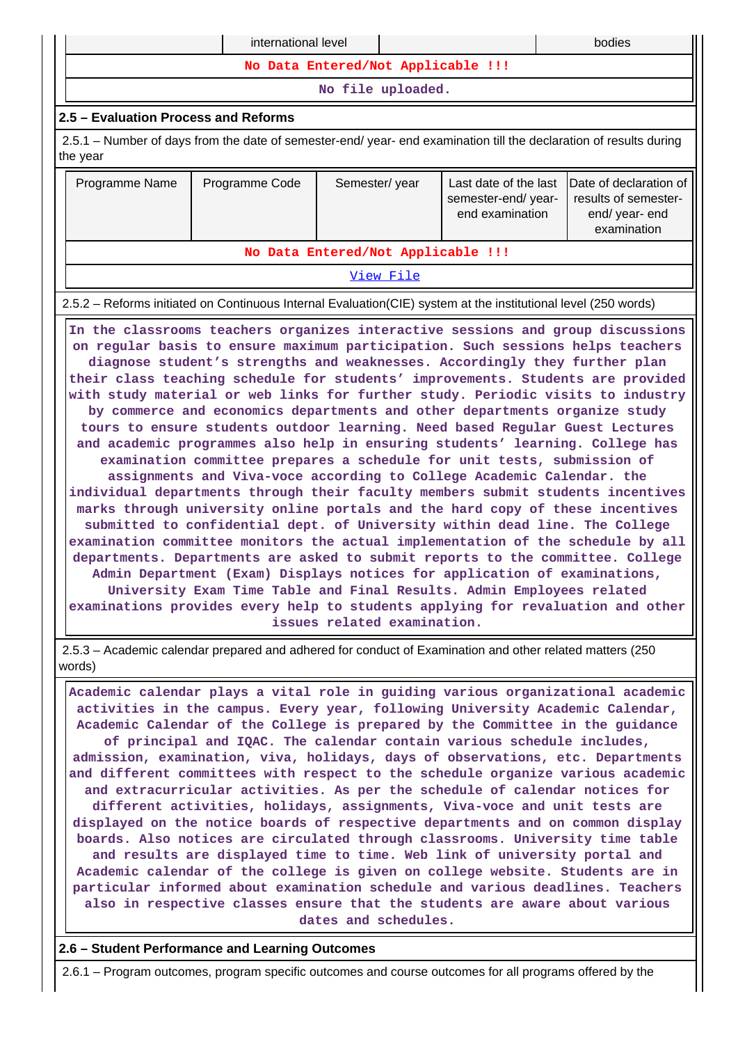| | international level | | bodies |
|---|---|---|---|

No Data Entered/Not Applicable !!!

No file uploaded.

### 2.5 – Evaluation Process and Reforms

2.5.1 – Number of days from the date of semester-end/ year- end examination till the declaration of results during the year

| Programme Name | Programme Code | Semester/ year | Last date of the last semester-end/ year-end examination | Date of declaration of results of semester-end/ year- end examination |
|---|---|---|---|---|

No Data Entered/Not Applicable !!!

View File

2.5.2 – Reforms initiated on Continuous Internal Evaluation(CIE) system at the institutional level (250 words)

In the classrooms teachers organizes interactive sessions and group discussions on regular basis to ensure maximum participation. Such sessions helps teachers diagnose student's strengths and weaknesses. Accordingly they further plan their class teaching schedule for students' improvements. Students are provided with study material or web links for further study. Periodic visits to industry by commerce and economics departments and other departments organize study tours to ensure students outdoor learning. Need based Regular Guest Lectures and academic programmes also help in ensuring students' learning. College has examination committee prepares a schedule for unit tests, submission of assignments and Viva-voce according to College Academic Calendar. the individual departments through their faculty members submit students incentives marks through university online portals and the hard copy of these incentives submitted to confidential dept. of University within dead line. The College examination committee monitors the actual implementation of the schedule by all departments. Departments are asked to submit reports to the committee. College Admin Department (Exam) Displays notices for application of examinations, University Exam Time Table and Final Results. Admin Employees related examinations provides every help to students applying for revaluation and other issues related examination.

2.5.3 – Academic calendar prepared and adhered for conduct of Examination and other related matters (250 words)

Academic calendar plays a vital role in guiding various organizational academic activities in the campus. Every year, following University Academic Calendar, Academic Calendar of the College is prepared by the Committee in the guidance of principal and IQAC. The calendar contain various schedule includes, admission, examination, viva, holidays, days of observations, etc. Departments and different committees with respect to the schedule organize various academic and extracurricular activities. As per the schedule of calendar notices for different activities, holidays, assignments, Viva-voce and unit tests are displayed on the notice boards of respective departments and on common display boards. Also notices are circulated through classrooms. University time table and results are displayed time to time. Web link of university portal and Academic calendar of the college is given on college website. Students are in particular informed about examination schedule and various deadlines. Teachers also in respective classes ensure that the students are aware about various dates and schedules.

### 2.6 – Student Performance and Learning Outcomes

2.6.1 – Program outcomes, program specific outcomes and course outcomes for all programs offered by the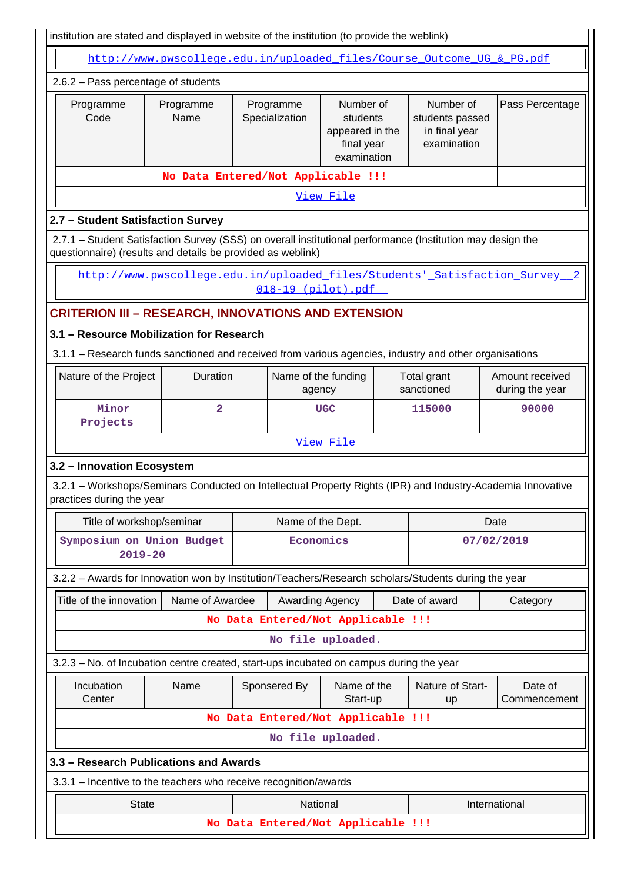institution are stated and displayed in website of the institution (to provide the weblink)

http://www.pwscollege.edu.in/uploaded_files/Course_Outcome_UG_&_PG.pdf

2.6.2 – Pass percentage of students

| Programme Code | Programme Name | Programme Specialization | Number of students appeared in the final year examination | Number of students passed in final year examination | Pass Percentage |
|---|---|---|---|---|---|
| No Data Entered/Not Applicable !!! | | | | | |
| View File | | | | | |

## 2.7 – Student Satisfaction Survey

2.7.1 – Student Satisfaction Survey (SSS) on overall institutional performance (Institution may design the questionnaire) (results and details be provided as weblink)

http://www.pwscollege.edu.in/uploaded_files/Students'_Satisfaction_Survey__2018-19_(pilot).pdf

## CRITERION III – RESEARCH, INNOVATIONS AND EXTENSION

### 3.1 – Resource Mobilization for Research

3.1.1 – Research funds sanctioned and received from various agencies, industry and other organisations

| Nature of the Project | Duration | Name of the funding agency | Total grant sanctioned | Amount received during the year |
|---|---|---|---|---|
| Minor Projects | 2 | UGC | 115000 | 90000 |
| View File | | | | |

### 3.2 – Innovation Ecosystem

3.2.1 – Workshops/Seminars Conducted on Intellectual Property Rights (IPR) and Industry-Academia Innovative practices during the year

| Title of workshop/seminar | Name of the Dept. | Date |
|---|---|---|
| Symposium on Union Budget 2019-20 | Economics | 07/02/2019 |

3.2.2 – Awards for Innovation won by Institution/Teachers/Research scholars/Students during the year

| Title of the innovation | Name of Awardee | Awarding Agency | Date of award | Category |
|---|---|---|---|---|
| No Data Entered/Not Applicable !!! | | | | |
| No file uploaded. | | | | |

3.2.3 – No. of Incubation centre created, start-ups incubated on campus during the year

| Incubation Center | Name | Sponsered By | Name of the Start-up | Nature of Start-up | Date of Commencement |
|---|---|---|---|---|---|
| No Data Entered/Not Applicable !!! | | | | | |
| No file uploaded. | | | | | |

### 3.3 – Research Publications and Awards

3.3.1 – Incentive to the teachers who receive recognition/awards

| State | National | International |
|---|---|---|
| No Data Entered/Not Applicable !!! | | |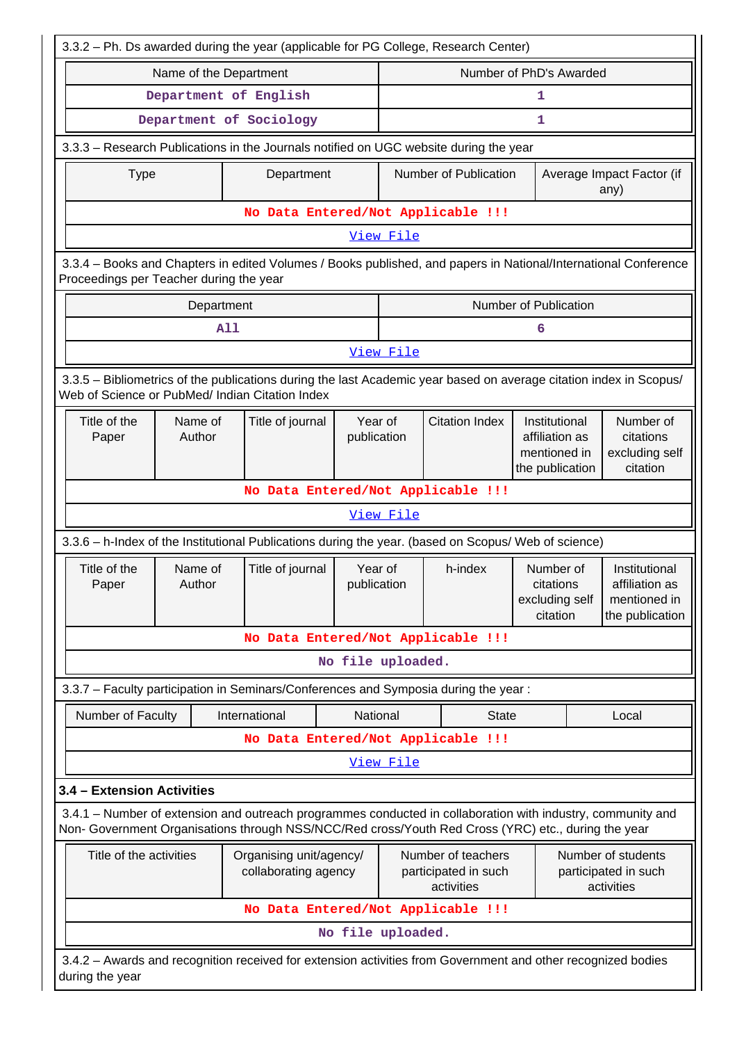3.3.2 – Ph. Ds awarded during the year (applicable for PG College, Research Center)

| Name of the Department | Number of PhD's Awarded |
| --- | --- |
| Department of English | 1 |
| Department of Sociology | 1 |

3.3.3 – Research Publications in the Journals notified on UGC website during the year

| Type | Department | Number of Publication | Average Impact Factor (if any) |
| --- | --- | --- | --- |
| No Data Entered/Not Applicable !!! | | | |
| View File | | | |

3.3.4 – Books and Chapters in edited Volumes / Books published, and papers in National/International Conference Proceedings per Teacher during the year

| Department | Number of Publication |
| --- | --- |
| All | 6 |
| View File | |

3.3.5 – Bibliometrics of the publications during the last Academic year based on average citation index in Scopus/ Web of Science or PubMed/ Indian Citation Index

| Title of the Paper | Name of Author | Title of journal | Year of publication | Citation Index | Institutional affiliation as mentioned in the publication | Number of citations excluding self citation |
| --- | --- | --- | --- | --- | --- | --- |
| No Data Entered/Not Applicable !!! | | | | | | |
| View File | | | | | | |

3.3.6 – h-Index of the Institutional Publications during the year. (based on Scopus/ Web of science)

| Title of the Paper | Name of Author | Title of journal | Year of publication | h-index | Number of citations excluding self citation | Institutional affiliation as mentioned in the publication |
| --- | --- | --- | --- | --- | --- | --- |
| No Data Entered/Not Applicable !!! | | | | | | |
| No file uploaded. | | | | | | |

3.3.7 – Faculty participation in Seminars/Conferences and Symposia during the year :

| Number of Faculty | International | National | State | Local |
| --- | --- | --- | --- | --- |
| No Data Entered/Not Applicable !!! | | | | |
| View File | | | | |

**3.4 – Extension Activities**

3.4.1 – Number of extension and outreach programmes conducted in collaboration with industry, community and Non- Government Organisations through NSS/NCC/Red cross/Youth Red Cross (YRC) etc., during the year

| Title of the activities | Organising unit/agency/ collaborating agency | Number of teachers participated in such activities | Number of students participated in such activities |
| --- | --- | --- | --- |
| No Data Entered/Not Applicable !!! | | | |
| No file uploaded. | | | |

3.4.2 – Awards and recognition received for extension activities from Government and other recognized bodies during the year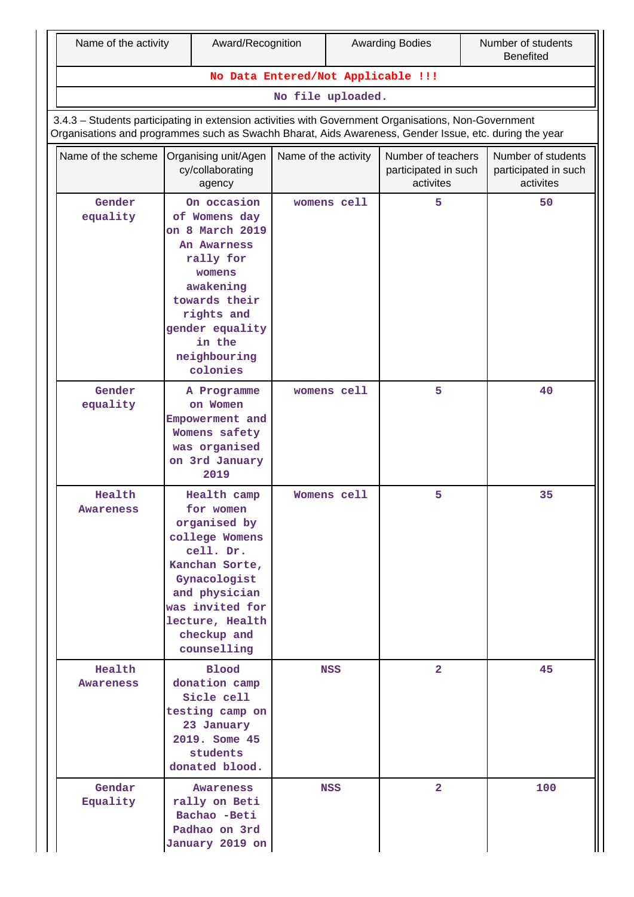| Name of the activity | Award/Recognition | Awarding Bodies | Number of students Benefited |
|---|---|---|---|
| No Data Entered/Not Applicable !!! | | | |
| No file uploaded. | | | |

3.4.3 – Students participating in extension activities with Government Organisations, Non-Government Organisations and programmes such as Swachh Bharat, Aids Awareness, Gender Issue, etc. during the year

| Name of the scheme | Organising unit/Agency/collaborating agency | Name of the activity | Number of teachers participated in such activites | Number of students participated in such activites |
|---|---|---|---|---|
| Gender equality | On occasion of Womens day on 8 March 2019 An Awarness rally for womens awakening towards their rights and gender equality in the neighbouring colonies | womens cell | 5 | 50 |
| Gender equality | A Programme on Women Empowerment and Womens safety was organised on 3rd January 2019 | womens cell | 5 | 40 |
| Health Awareness | Health camp for women organised by college Womens cell. Dr. Kanchan Sorte, Gynacologist and physician was invited for lecture, Health checkup and counselling | Womens cell | 5 | 35 |
| Health Awareness | Blood donation camp Sicle cell testing camp on 23 January 2019. Some 45 students donated blood. | NSS | 2 | 45 |
| Gendar Equality | Awareness rally on Beti Bachao -Beti Padhao on 3rd January 2019 on | NSS | 2 | 100 |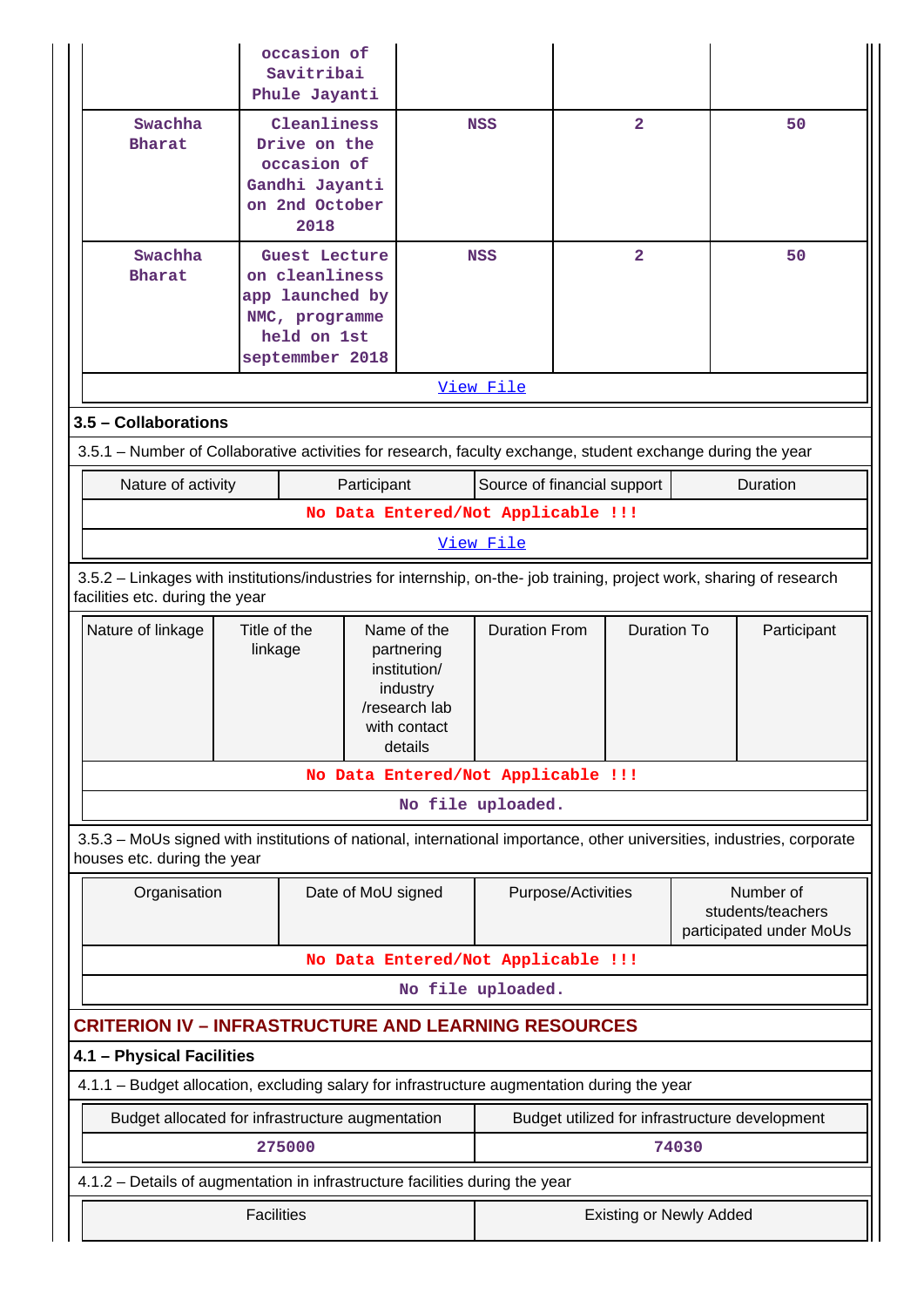| | occasion of Savitribai Phule Jayanti | | | |
|---|---|---|---|---|
| Swachha Bharat | Cleanliness Drive on the occasion of Gandhi Jayanti on 2nd October 2018 | NSS | 2 | 50 |
| Swachha Bharat | Guest Lecture on cleanliness app launched by NMC, programme held on 1st septemmber 2018 | NSS | 2 | 50 |
| View File | | | | |

### 3.5 – Collaborations

3.5.1 – Number of Collaborative activities for research, faculty exchange, student exchange during the year

| Nature of activity | Participant | Source of financial support | Duration |
|---|---|---|---|
| **No Data Entered/Not Applicable !!!** | | | |
| View File | | | |

3.5.2 – Linkages with institutions/industries for internship, on-the- job training, project work, sharing of research facilities etc. during the year

| Nature of linkage | Title of the linkage | Name of the partnering institution/ industry /research lab with contact details | Duration From | Duration To | Participant |
|---|---|---|---|---|---|
| **No Data Entered/Not Applicable !!!** | | | | | |
| No file uploaded. | | | | | |

3.5.3 – MoUs signed with institutions of national, international importance, other universities, industries, corporate houses etc. during the year

| Organisation | Date of MoU signed | Purpose/Activities | Number of students/teachers participated under MoUs |
|---|---|---|---|
| **No Data Entered/Not Applicable !!!** | | | |
| No file uploaded. | | | |

## CRITERION IV – INFRASTRUCTURE AND LEARNING RESOURCES

### 4.1 – Physical Facilities

4.1.1 – Budget allocation, excluding salary for infrastructure augmentation during the year

| Budget allocated for infrastructure augmentation | Budget utilized for infrastructure development |
|---|---|
| 275000 | 74030 |

4.1.2 – Details of augmentation in infrastructure facilities during the year

| Facilities | Existing or Newly Added |
|---|---|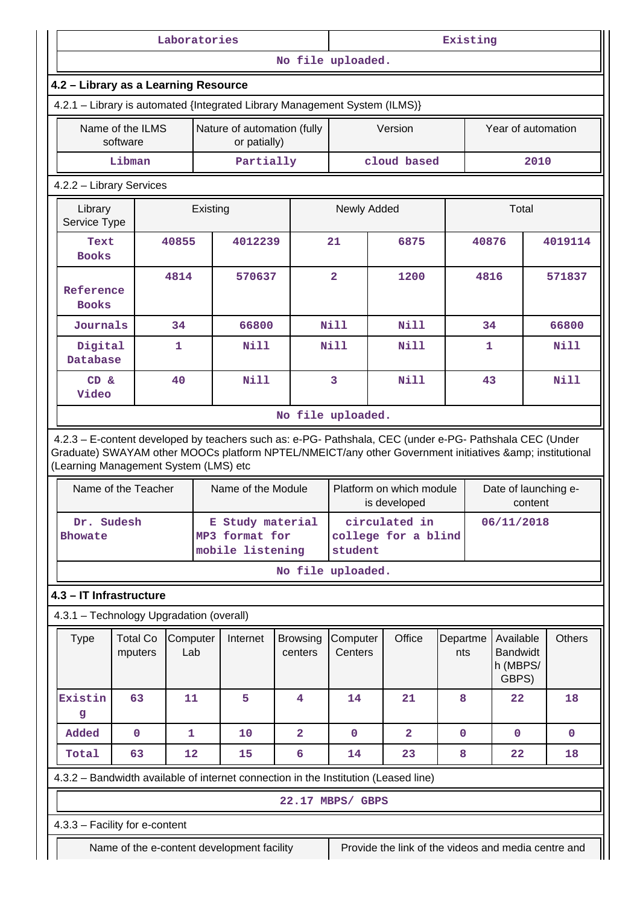| Laboratories | Existing |
|---|---|
| No file uploaded. | |

**4.2 – Library as a Learning Resource**

4.2.1 – Library is automated {Integrated Library Management System (ILMS)}

| Name of the ILMS software | Nature of automation (fully or patially) | Version | Year of automation |
|---|---|---|---|
| Libman | Partially | cloud based | 2010 |

4.2.2 – Library Services

| Library Service Type | Existing | | Newly Added | | Total | |
|---|---|---|---|---|---|---|
| Text Books | 40855 | 4012239 | 21 | 6875 | 40876 | 4019114 |
| Reference Books | 4814 | 570637 | 2 | 1200 | 4816 | 571837 |
| Journals | 34 | 66800 | Nill | Nill | 34 | 66800 |
| Digital Database | 1 | Nill | Nill | Nill | 1 | Nill |
| CD & Video | 40 | Nill | 3 | Nill | 43 | Nill |

No file uploaded.

4.2.3 – E-content developed by teachers such as: e-PG- Pathshala, CEC (under e-PG- Pathshala CEC (Under Graduate) SWAYAM other MOOCs platform NPTEL/NMEICT/any other Government initiatives &amp; institutional (Learning Management System (LMS) etc

| Name of the Teacher | Name of the Module | Platform on which module is developed | Date of launching e-content |
|---|---|---|---|
| Dr. Sudesh Bhowate | E Study material MP3 format for mobile listening | circulated in college for a blind student | 06/11/2018 |

No file uploaded.

**4.3 – IT Infrastructure**

4.3.1 – Technology Upgradation (overall)

| Type | Total Computers | Computer Lab | Internet | Browsing centers | Computer Centers | Office | Departments | Available Bandwidth (MBPS/ GBPS) | Others |
|---|---|---|---|---|---|---|---|---|---|
| Existing | 63 | 11 | 5 | 4 | 14 | 21 | 8 | 22 | 18 |
| Added | 0 | 1 | 10 | 2 | 0 | 2 | 0 | 0 | 0 |
| Total | 63 | 12 | 15 | 6 | 14 | 23 | 8 | 22 | 18 |

4.3.2 – Bandwidth available of internet connection in the Institution (Leased line)

22.17 MBPS/ GBPS

4.3.3 – Facility for e-content

| Name of the e-content development facility | Provide the link of the videos and media centre and |
|---|---|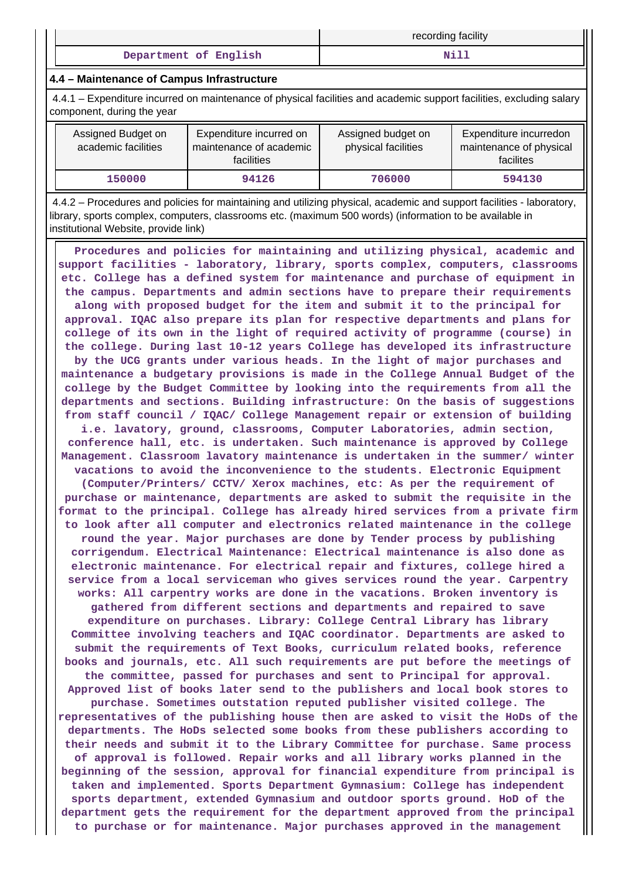| | recording facility |
|---|---|
| Department of English | Nill |

### 4.4 – Maintenance of Campus Infrastructure

4.4.1 – Expenditure incurred on maintenance of physical facilities and academic support facilities, excluding salary component, during the year

| Assigned Budget on academic facilities | Expenditure incurred on maintenance of academic facilities | Assigned budget on physical facilities | Expenditure incurredon maintenance of physical facilites |
|---|---|---|---|
| 150000 | 94126 | 706000 | 594130 |

4.4.2 – Procedures and policies for maintaining and utilizing physical, academic and support facilities - laboratory, library, sports complex, computers, classrooms etc. (maximum 500 words) (information to be available in institutional Website, provide link)

**Procedures and policies for maintaining and utilizing physical, academic and support facilities - laboratory, library, sports complex, computers, classrooms etc. College has a defined system for maintenance and purchase of equipment in the campus. Departments and admin sections have to prepare their requirements along with proposed budget for the item and submit it to the principal for approval. IQAC also prepare its plan for respective departments and plans for college of its own in the light of required activity of programme (course) in the college. During last 10-12 years College has developed its infrastructure by the UCG grants under various heads. In the light of major purchases and maintenance a budgetary provisions is made in the College Annual Budget of the college by the Budget Committee by looking into the requirements from all the departments and sections. Building infrastructure: On the basis of suggestions from staff council / IQAC/ College Management repair or extension of building i.e. lavatory, ground, classrooms, Computer Laboratories, admin section, conference hall, etc. is undertaken. Such maintenance is approved by College Management. Classroom lavatory maintenance is undertaken in the summer/ winter vacations to avoid the inconvenience to the students. Electronic Equipment (Computer/Printers/ CCTV/ Xerox machines, etc: As per the requirement of purchase or maintenance, departments are asked to submit the requisite in the format to the principal. College has already hired services from a private firm to look after all computer and electronics related maintenance in the college round the year. Major purchases are done by Tender process by publishing corrigendum. Electrical Maintenance: Electrical maintenance is also done as electronic maintenance. For electrical repair and fixtures, college hired a service from a local serviceman who gives services round the year. Carpentry works: All carpentry works are done in the vacations. Broken inventory is gathered from different sections and departments and repaired to save expenditure on purchases. Library: College Central Library has library Committee involving teachers and IQAC coordinator. Departments are asked to submit the requirements of Text Books, curriculum related books, reference books and journals, etc. All such requirements are put before the meetings of the committee, passed for purchases and sent to Principal for approval. Approved list of books later send to the publishers and local book stores to purchase. Sometimes outstation reputed publisher visited college. The representatives of the publishing house then are asked to visit the HoDs of the departments. The HoDs selected some books from these publishers according to their needs and submit it to the Library Committee for purchase. Same process of approval is followed. Repair works and all library works planned in the beginning of the session, approval for financial expenditure from principal is taken and implemented. Sports Department Gymnasium: College has independent sports department, extended Gymnasium and outdoor sports ground. HoD of the department gets the requirement for the department approved from the principal to purchase or for maintenance. Major purchases approved in the management**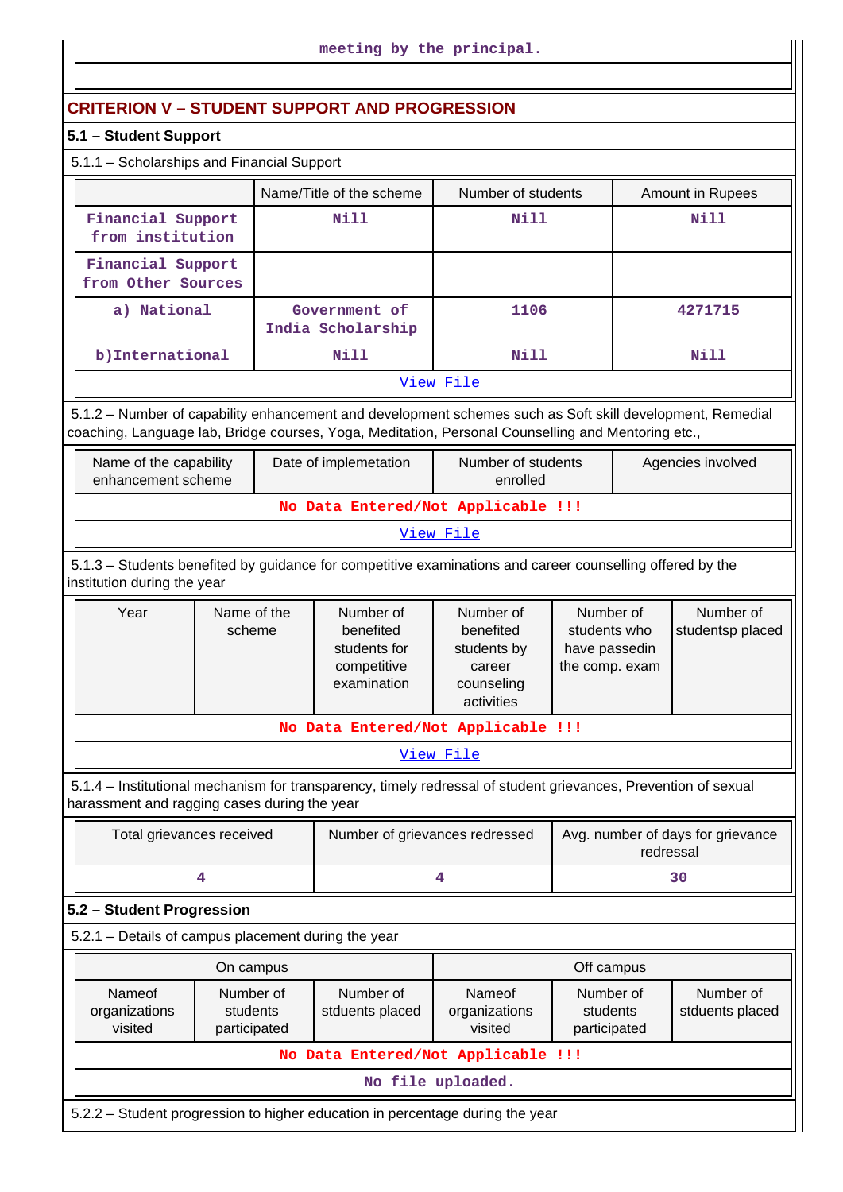meeting by the principal.

## CRITERION V – STUDENT SUPPORT AND PROGRESSION

### 5.1 – Student Support

5.1.1 – Scholarships and Financial Support

| | Name/Title of the scheme | Number of students | Amount in Rupees |
|---|---|---|---|
| Financial Support from institution | Nill | Nill | Nill |
| Financial Support from Other Sources | | | |
| a) National | Government of India Scholarship | 1106 | 4271715 |
| b)International | Nill | Nill | Nill |

View File

5.1.2 – Number of capability enhancement and development schemes such as Soft skill development, Remedial coaching, Language lab, Bridge courses, Yoga, Meditation, Personal Counselling and Mentoring etc.,

| Name of the capability enhancement scheme | Date of implemetation | Number of students enrolled | Agencies involved |
|---|---|---|---|
| No Data Entered/Not Applicable !!! | | | |

View File

5.1.3 – Students benefited by guidance for competitive examinations and career counselling offered by the institution during the year

| Year | Name of the scheme | Number of benefited students for competitive examination | Number of benefited students by career counseling activities | Number of students who have passedin the comp. exam | Number of studentsp placed |
|---|---|---|---|---|---|
| No Data Entered/Not Applicable !!! | | | | | |

View File

5.1.4 – Institutional mechanism for transparency, timely redressal of student grievances, Prevention of sexual harassment and ragging cases during the year

| Total grievances received | Number of grievances redressed | Avg. number of days for grievance redressal |
|---|---|---|
| 4 | 4 | 30 |

### 5.2 – Student Progression

5.2.1 – Details of campus placement during the year

| On campus | | | Off campus | | |
|---|---|---|---|---|---|
| Nameof organizations visited | Number of students participated | Number of stduents placed | Nameof organizations visited | Number of students participated | Number of stduents placed |
| No Data Entered/Not Applicable !!! | | | | | |

No file uploaded.

5.2.2 – Student progression to higher education in percentage during the year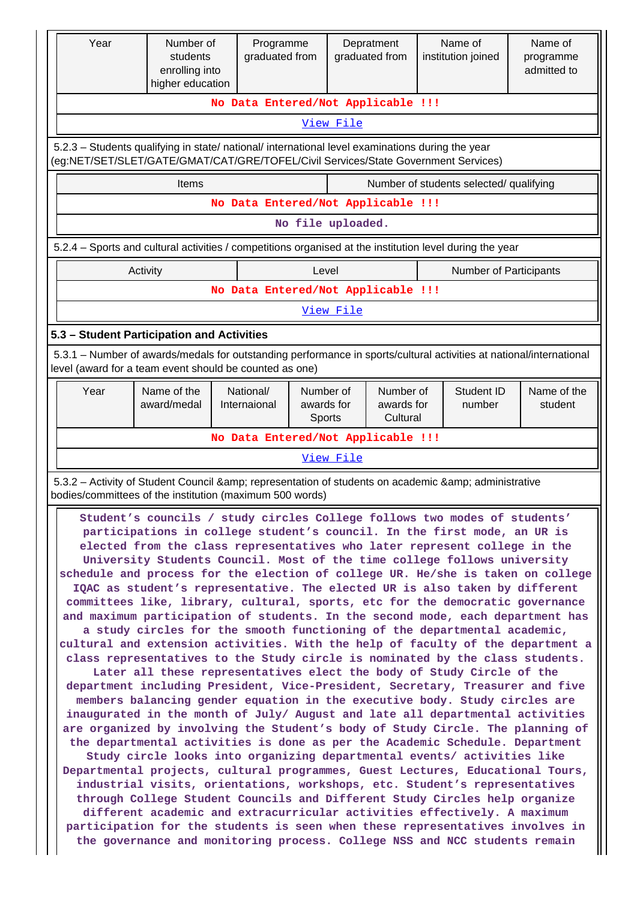| Year | Number of students enrolling into higher education | Programme graduated from | Depratment graduated from | Name of institution joined | Name of programme admitted to |
|---|---|---|---|---|---|
| No Data Entered/Not Applicable !!! | | | | | |
| View File | | | | | |

5.2.3 – Students qualifying in state/ national/ international level examinations during the year (eg:NET/SET/SLET/GATE/GMAT/CAT/GRE/TOFEL/Civil Services/State Government Services)

| Items | Number of students selected/ qualifying |
|---|---|
| No Data Entered/Not Applicable !!! | |
| No file uploaded. | |

5.2.4 – Sports and cultural activities / competitions organised at the institution level during the year

| Activity | Level | Number of Participants |
|---|---|---|
| No Data Entered/Not Applicable !!! | | |
| View File | | |

**5.3 – Student Participation and Activities**

5.3.1 – Number of awards/medals for outstanding performance in sports/cultural activities at national/international level (award for a team event should be counted as one)

| Year | Name of the award/medal | National/ Internaional | Number of awards for Sports | Number of awards for Cultural | Student ID number | Name of the student |
|---|---|---|---|---|---|---|
| No Data Entered/Not Applicable !!! | | | | | | |
| View File | | | | | | |

5.3.2 – Activity of Student Council &amp; representation of students on academic &amp; administrative bodies/committees of the institution (maximum 500 words)

Student's councils / study circles College follows two modes of students' participations in college student's council. In the first mode, an UR is elected from the class representatives who later represent college in the University Students Council. Most of the time college follows university schedule and process for the election of college UR. He/she is taken on college IQAC as student's representative. The elected UR is also taken by different committees like, library, cultural, sports, etc for the democratic governance and maximum participation of students. In the second mode, each department has a study circles for the smooth functioning of the departmental academic, cultural and extension activities. With the help of faculty of the department a class representatives to the Study circle is nominated by the class students. Later all these representatives elect the body of Study Circle of the department including President, Vice-President, Secretary, Treasurer and five members balancing gender equation in the executive body. Study circles are inaugurated in the month of July/ August and late all departmental activities are organized by involving the Student's body of Study Circle. The planning of the departmental activities is done as per the Academic Schedule. Department Study circle looks into organizing departmental events/ activities like Departmental projects, cultural programmes, Guest Lectures, Educational Tours, industrial visits, orientations, workshops, etc. Student's representatives through College Student Councils and Different Study Circles help organize different academic and extracurricular activities effectively. A maximum participation for the students is seen when these representatives involves in the governance and monitoring process. College NSS and NCC students remain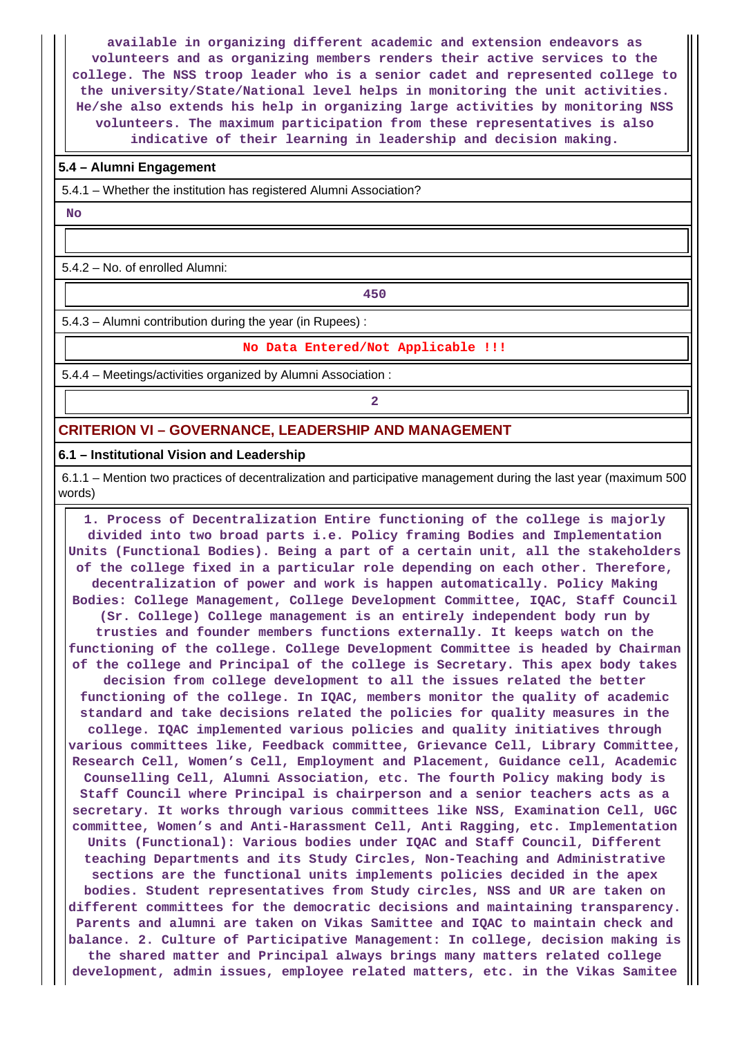available in organizing different academic and extension endeavors as volunteers and as organizing members renders their active services to the college. The NSS troop leader who is a senior cadet and represented college to the university/State/National level helps in monitoring the unit activities. He/she also extends his help in organizing large activities by monitoring NSS volunteers. The maximum participation from these representatives is also indicative of their learning in leadership and decision making.

**5.4 – Alumni Engagement**

5.4.1 – Whether the institution has registered Alumni Association?

No

5.4.2 – No. of enrolled Alumni:

450

5.4.3 – Alumni contribution during the year (in Rupees) :

No Data Entered/Not Applicable !!!

5.4.4 – Meetings/activities organized by Alumni Association :

2

## CRITERION VI – GOVERNANCE, LEADERSHIP AND MANAGEMENT

**6.1 – Institutional Vision and Leadership**

6.1.1 – Mention two practices of decentralization and participative management during the last year (maximum 500 words)

1. Process of Decentralization Entire functioning of the college is majorly divided into two broad parts i.e. Policy framing Bodies and Implementation Units (Functional Bodies). Being a part of a certain unit, all the stakeholders of the college fixed in a particular role depending on each other. Therefore, decentralization of power and work is happen automatically. Policy Making Bodies: College Management, College Development Committee, IQAC, Staff Council (Sr. College) College management is an entirely independent body run by trusties and founder members functions externally. It keeps watch on the functioning of the college. College Development Committee is headed by Chairman of the college and Principal of the college is Secretary. This apex body takes decision from college development to all the issues related the better functioning of the college. In IQAC, members monitor the quality of academic standard and take decisions related the policies for quality measures in the college. IQAC implemented various policies and quality initiatives through various committees like, Feedback committee, Grievance Cell, Library Committee, Research Cell, Women's Cell, Employment and Placement, Guidance cell, Academic Counselling Cell, Alumni Association, etc. The fourth Policy making body is Staff Council where Principal is chairperson and a senior teachers acts as a secretary. It works through various committees like NSS, Examination Cell, UGC committee, Women's and Anti-Harassment Cell, Anti Ragging, etc. Implementation Units (Functional): Various bodies under IQAC and Staff Council, Different teaching Departments and its Study Circles, Non-Teaching and Administrative sections are the functional units implements policies decided in the apex bodies. Student representatives from Study circles, NSS and UR are taken on different committees for the democratic decisions and maintaining transparency. Parents and alumni are taken on Vikas Samittee and IQAC to maintain check and balance. 2. Culture of Participative Management: In college, decision making is the shared matter and Principal always brings many matters related college development, admin issues, employee related matters, etc. in the Vikas Samitee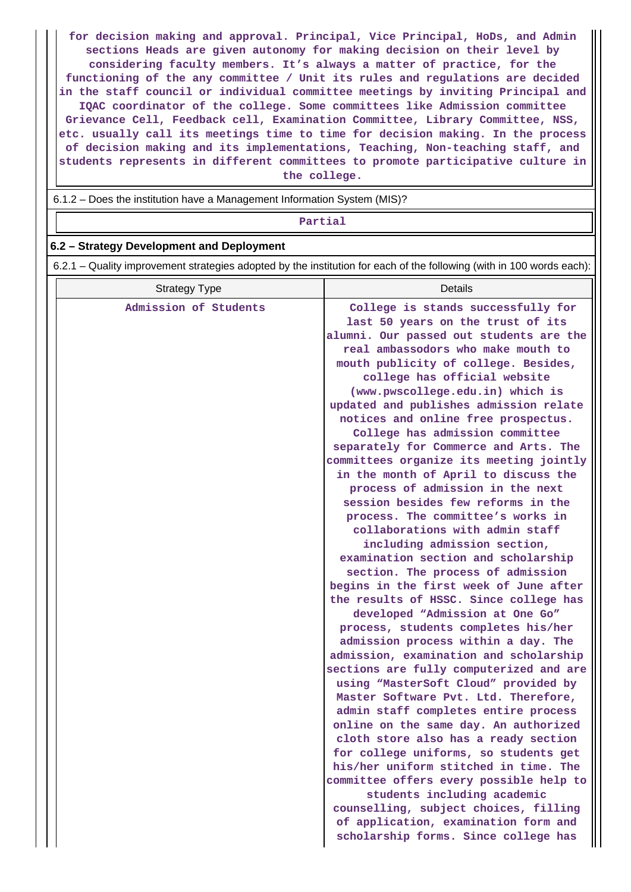for decision making and approval. Principal, Vice Principal, HoDs, and Admin sections Heads are given autonomy for making decision on their level by considering faculty members. It's always a matter of practice, for the functioning of the any committee / Unit its rules and regulations are decided in the staff council or individual committee meetings by inviting Principal and IQAC coordinator of the college. Some committees like Admission committee Grievance Cell, Feedback cell, Examination Committee, Library Committee, NSS, etc. usually call its meetings time to time for decision making. In the process of decision making and its implementations, Teaching, Non-teaching staff, and students represents in different committees to promote participative culture in the college.

6.1.2 – Does the institution have a Management Information System (MIS)?

Partial

## 6.2 – Strategy Development and Deployment

6.2.1 – Quality improvement strategies adopted by the institution for each of the following (with in 100 words each):

| Strategy Type | Details |
| --- | --- |
| Admission of Students | College is stands successfully for last 50 years on the trust of its alumni. Our passed out students are the real ambassodors who make mouth to mouth publicity of college. Besides, college has official website (www.pwscollege.edu.in) which is updated and publishes admission relate notices and online free prospectus. College has admission committee separately for Commerce and Arts. The committees organize its meeting jointly in the month of April to discuss the process of admission in the next session besides few reforms in the process. The committee's works in collaborations with admin staff including admission section, examination section and scholarship section. The process of admission begins in the first week of June after the results of HSSC. Since college has developed "Admission at One Go" process, students completes his/her admission process within a day. The admission, examination and scholarship sections are fully computerized and are using "MasterSoft Cloud" provided by Master Software Pvt. Ltd. Therefore, admin staff completes entire process online on the same day. An authorized cloth store also has a ready section for college uniforms, so students get his/her uniform stitched in time. The committee offers every possible help to students including academic counselling, subject choices, filling of application, examination form and scholarship forms. Since college has |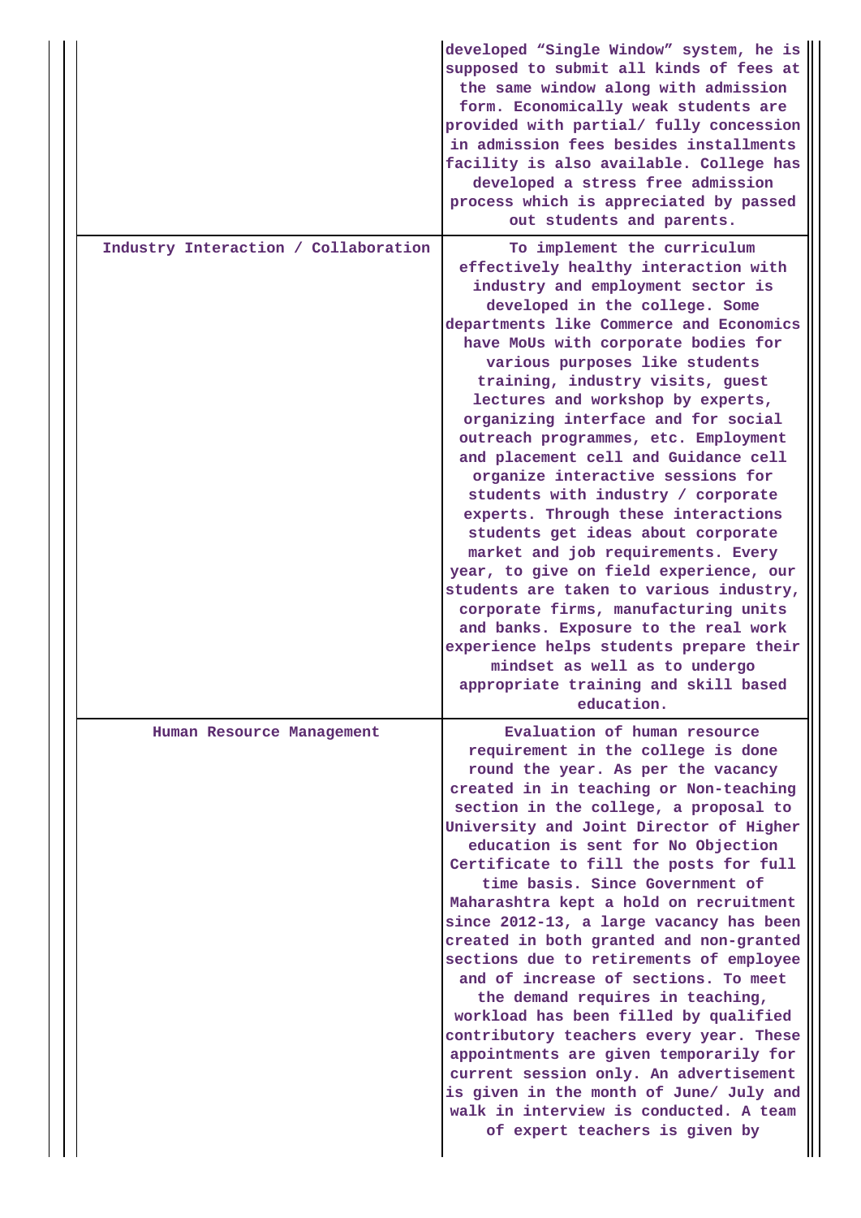| | |
|---|---|
| | developed “Single Window” system, he is supposed to submit all kinds of fees at the same window along with admission form. Economically weak students are provided with partial/ fully concession in admission fees besides installments facility is also available. College has developed a stress free admission process which is appreciated by passed out students and parents. |
| Industry Interaction / Collaboration | To implement the curriculum effectively healthy interaction with industry and employment sector is developed in the college. Some departments like Commerce and Economics have MoUs with corporate bodies for various purposes like students training, industry visits, guest lectures and workshop by experts, organizing interface and for social outreach programmes, etc. Employment and placement cell and Guidance cell organize interactive sessions for students with industry / corporate experts. Through these interactions students get ideas about corporate market and job requirements. Every year, to give on field experience, our students are taken to various industry, corporate firms, manufacturing units and banks. Exposure to the real work experience helps students prepare their mindset as well as to undergo appropriate training and skill based education. |
| Human Resource Management | Evaluation of human resource requirement in the college is done round the year. As per the vacancy created in in teaching or Non-teaching section in the college, a proposal to University and Joint Director of Higher education is sent for No Objection Certificate to fill the posts for full time basis. Since Government of Maharashtra kept a hold on recruitment since 2012-13, a large vacancy has been created in both granted and non-granted sections due to retirements of employee and of increase of sections. To meet the demand requires in teaching, workload has been filled by qualified contributory teachers every year. These appointments are given temporarily for current session only. An advertisement is given in the month of June/ July and walk in interview is conducted. A team of expert teachers is given by |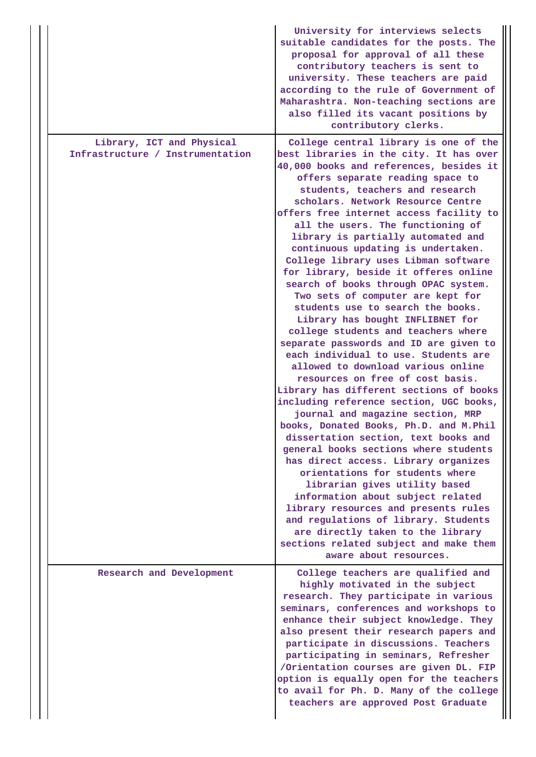|  |  |
| --- | --- |
|  | University for interviews selects suitable candidates for the posts. The proposal for approval of all these contributory teachers is sent to university. These teachers are paid according to the rule of Government of Maharashtra. Non-teaching sections are also filled its vacant positions by contributory clerks. |
| Library, ICT and Physical Infrastructure / Instrumentation | College central library is one of the best libraries in the city. It has over 40,000 books and references, besides it offers separate reading space to students, teachers and research scholars. Network Resource Centre offers free internet access facility to all the users. The functioning of library is partially automated and continuous updating is undertaken. College library uses Libman software for library, beside it offers online search of books through OPAC system. Two sets of computer are kept for students use to search the books. Library has bought INFLIBNET for college students and teachers where separate passwords and ID are given to each individual to use. Students are allowed to download various online resources on free of cost basis. Library has different sections of books including reference section, UGC books, journal and magazine section, MRP books, Donated Books, Ph.D. and M.Phil dissertation section, text books and general books sections where students has direct access. Library organizes orientations for students where librarian gives utility based information about subject related library resources and presents rules and regulations of library. Students are directly taken to the library sections related subject and make them aware about resources. |
| Research and Development | College teachers are qualified and highly motivated in the subject research. They participate in various seminars, conferences and workshops to enhance their subject knowledge. They also present their research papers and participate in discussions. Teachers participating in seminars, Refresher /Orientation courses are given DL. FIP option is equally open for the teachers to avail for Ph. D. Many of the college teachers are approved Post Graduate |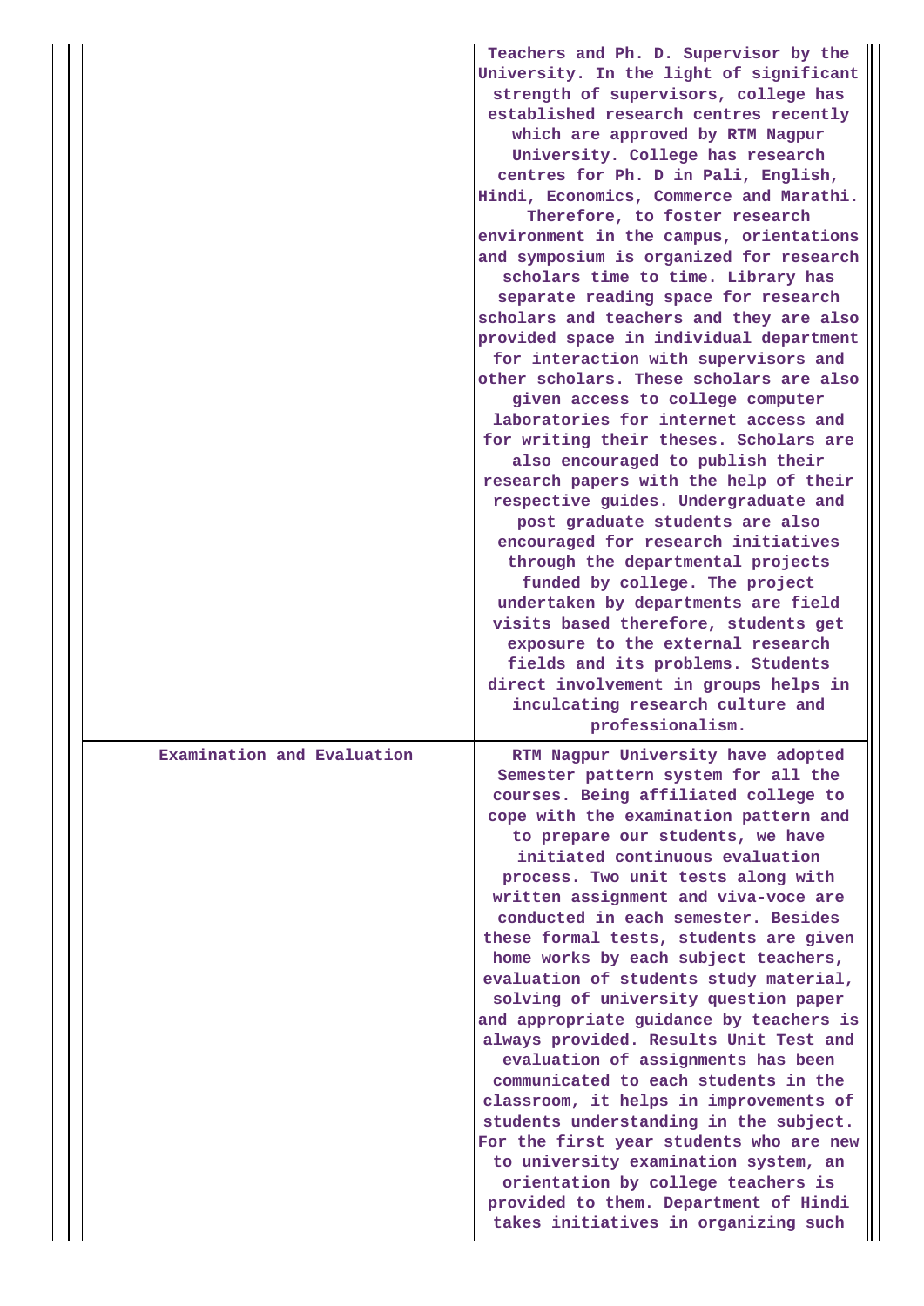| | |
|---|---|
| | Teachers and Ph. D. Supervisor by the University. In the light of significant strength of supervisors, college has established research centres recently which are approved by RTM Nagpur University. College has research centres for Ph. D in Pali, English, Hindi, Economics, Commerce and Marathi. Therefore, to foster research environment in the campus, orientations and symposium is organized for research scholars time to time. Library has separate reading space for research scholars and teachers and they are also provided space in individual department for interaction with supervisors and other scholars. These scholars are also given access to college computer laboratories for internet access and for writing their theses. Scholars are also encouraged to publish their research papers with the help of their respective guides. Undergraduate and post graduate students are also encouraged for research initiatives through the departmental projects funded by college. The project undertaken by departments are field visits based therefore, students get exposure to the external research fields and its problems. Students direct involvement in groups helps in inculcating research culture and professionalism. |
| Examination and Evaluation | RTM Nagpur University have adopted Semester pattern system for all the courses. Being affiliated college to cope with the examination pattern and to prepare our students, we have initiated continuous evaluation process. Two unit tests along with written assignment and viva-voce are conducted in each semester. Besides these formal tests, students are given home works by each subject teachers, evaluation of students study material, solving of university question paper and appropriate guidance by teachers is always provided. Results Unit Test and evaluation of assignments has been communicated to each students in the classroom, it helps in improvements of students understanding in the subject. For the first year students who are new to university examination system, an orientation by college teachers is provided to them. Department of Hindi takes initiatives in organizing such |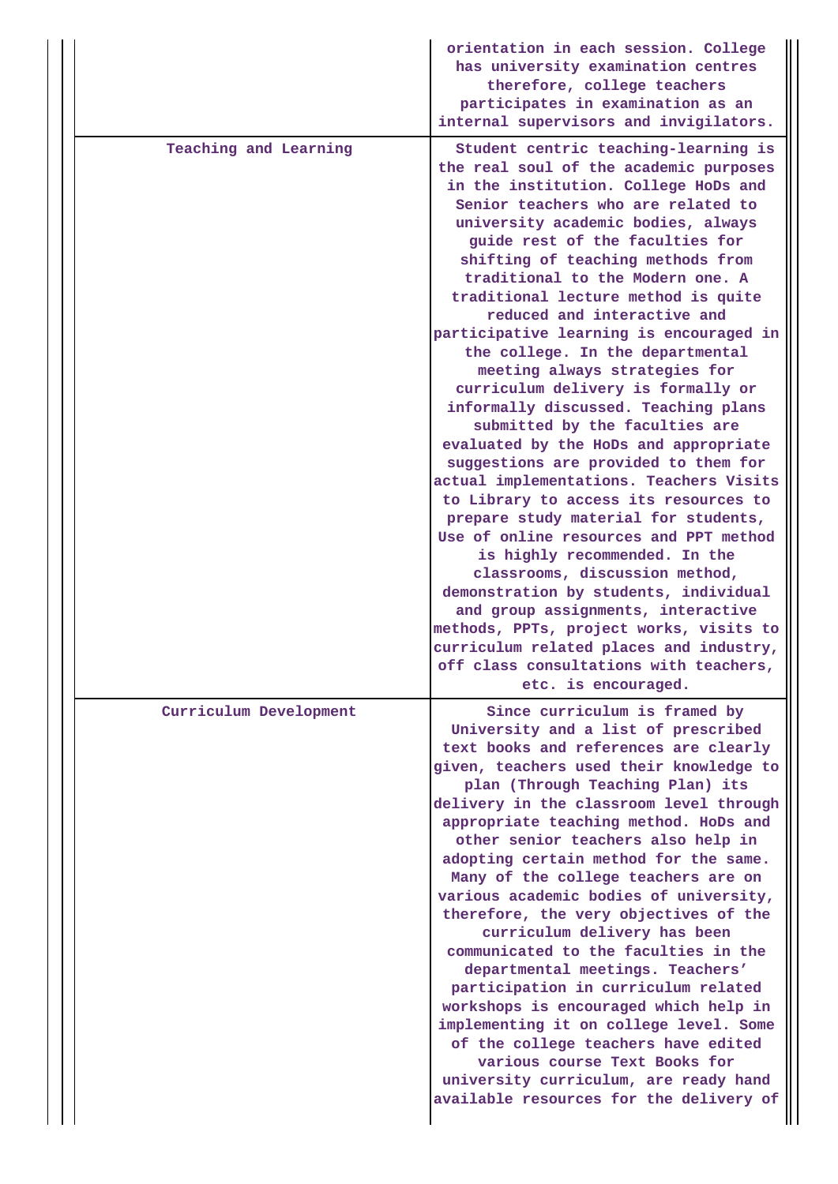| | |
|---|---|
| | orientation in each session. College has university examination centres therefore, college teachers participates in examination as an internal supervisors and invigilators. |
| Teaching and Learning | Student centric teaching-learning is the real soul of the academic purposes in the institution. College HoDs and Senior teachers who are related to university academic bodies, always guide rest of the faculties for shifting of teaching methods from traditional to the Modern one. A traditional lecture method is quite reduced and interactive and participative learning is encouraged in the college. In the departmental meeting always strategies for curriculum delivery is formally or informally discussed. Teaching plans submitted by the faculties are evaluated by the HoDs and appropriate suggestions are provided to them for actual implementations. Teachers Visits to Library to access its resources to prepare study material for students, Use of online resources and PPT method is highly recommended. In the classrooms, discussion method, demonstration by students, individual and group assignments, interactive methods, PPTs, project works, visits to curriculum related places and industry, off class consultations with teachers, etc. is encouraged. |
| Curriculum Development | Since curriculum is framed by University and a list of prescribed text books and references are clearly given, teachers used their knowledge to plan (Through Teaching Plan) its delivery in the classroom level through appropriate teaching method. HoDs and other senior teachers also help in adopting certain method for the same. Many of the college teachers are on various academic bodies of university, therefore, the very objectives of the curriculum delivery has been communicated to the faculties in the departmental meetings. Teachers' participation in curriculum related workshops is encouraged which help in implementing it on college level. Some of the college teachers have edited various course Text Books for university curriculum, are ready hand available resources for the delivery of |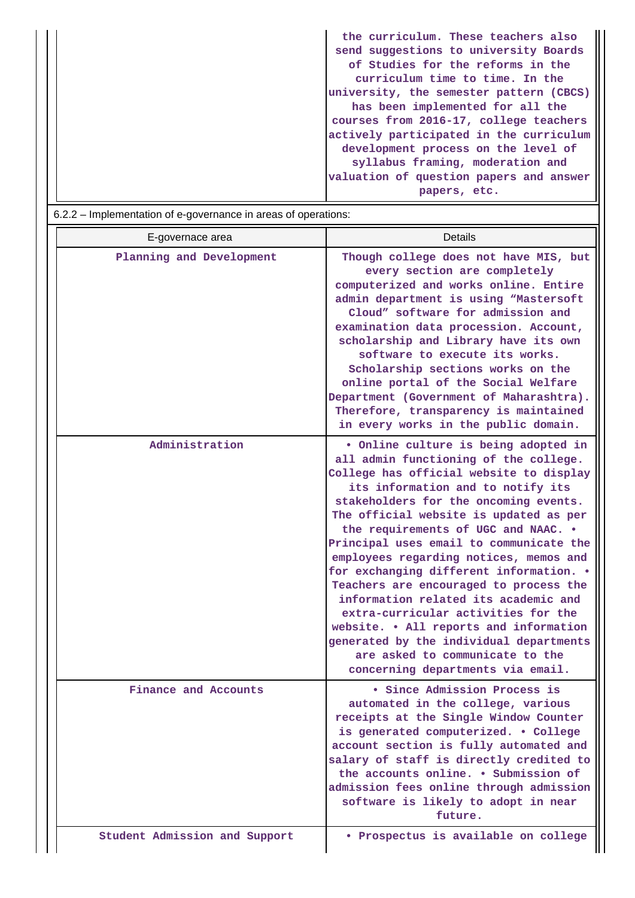| | |
|---|---|
| | the curriculum. These teachers also send suggestions to university Boards of Studies for the reforms in the curriculum time to time. In the university, the semester pattern (CBCS) has been implemented for all the courses from 2016-17, college teachers actively participated in the curriculum development process on the level of syllabus framing, moderation and valuation of question papers and answer papers, etc. |

6.2.2 – Implementation of e-governance in areas of operations:

| E-govenance area | Details |
|---|---|
| Planning and Development | Though college does not have MIS, but every section are completely computerized and works online. Entire admin department is using "Mastersoft Cloud" software for admission and examination data procession. Account, scholarship and Library have its own software to execute its works. Scholarship sections works on the online portal of the Social Welfare Department (Government of Maharashtra). Therefore, transparency is maintained in every works in the public domain. |
| Administration | • Online culture is being adopted in all admin functioning of the college. College has official website to display its information and to notify its stakeholders for the oncoming events. The official website is updated as per the requirements of UGC and NAAC. • Principal uses email to communicate the employees regarding notices, memos and for exchanging different information. • Teachers are encouraged to process the information related its academic and extra-curricular activities for the website. • All reports and information generated by the individual departments are asked to communicate to the concerning departments via email. |
| Finance and Accounts | • Since Admission Process is automated in the college, various receipts at the Single Window Counter is generated computerized. • College account section is fully automated and salary of staff is directly credited to the accounts online. • Submission of admission fees online through admission software is likely to adopt in near future. |
| Student Admission and Support | • Prospectus is available on college |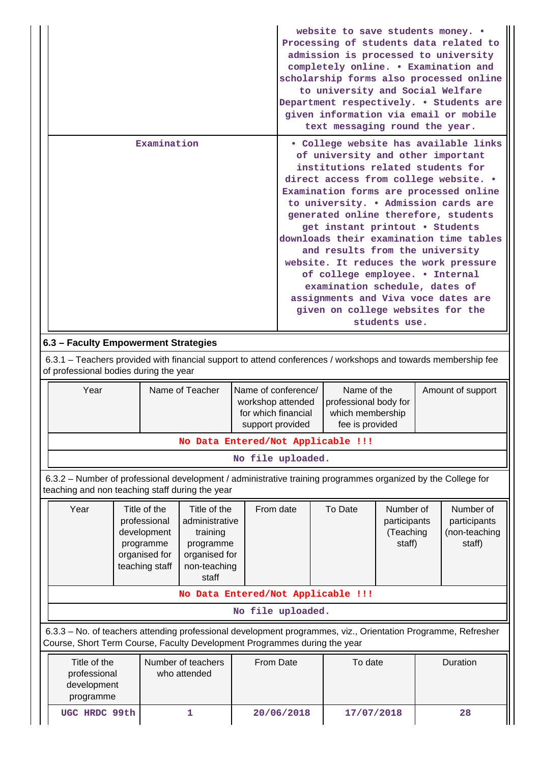| | |
|---|---|
| | website to save students money. • Processing of students data related to admission is processed to university completely online. • Examination and scholarship forms also processed online to university and Social Welfare Department respectively. • Students are given information via email or mobile text messaging round the year. |
| Examination | • College website has available links of university and other important institutions related students for direct access from college website. • Examination forms are processed online to university. • Admission cards are generated online therefore, students get instant printout • Students downloads their examination time tables and results from the university website. It reduces the work pressure of college employee. • Internal examination schedule, dates of assignments and Viva voce dates are given on college websites for the students use. |

### 6.3 – Faculty Empowerment Strategies

6.3.1 – Teachers provided with financial support to attend conferences / workshops and towards membership fee of professional bodies during the year

| Year | Name of Teacher | Name of conference/ workshop attended for which financial support provided | Name of the professional body for which membership fee is provided | Amount of support |
|---|---|---|---|---|
| No Data Entered/Not Applicable !!! | | | | |
| No file uploaded. | | | | |

6.3.2 – Number of professional development / administrative training programmes organized by the College for teaching and non teaching staff during the year

| Year | Title of the professional development programme organised for teaching staff | Title of the administrative training programme organised for non-teaching staff | From date | To Date | Number of participants (Teaching staff) | Number of participants (non-teaching staff) |
|---|---|---|---|---|---|---|
| No Data Entered/Not Applicable !!! | | | | | | |
| No file uploaded. | | | | | | |

6.3.3 – No. of teachers attending professional development programmes, viz., Orientation Programme, Refresher Course, Short Term Course, Faculty Development Programmes during the year

| Title of the professional development programme | Number of teachers who attended | From Date | To date | Duration |
|---|---|---|---|---|
| UGC HRDC 99th | 1 | 20/06/2018 | 17/07/2018 | 28 |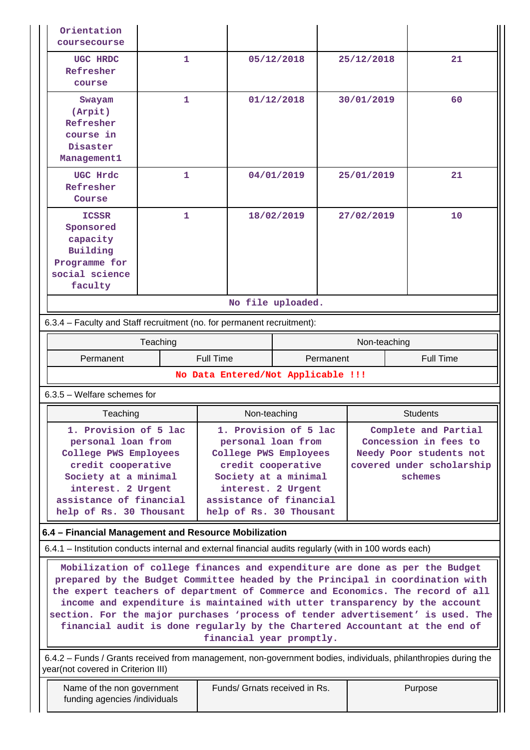| | | | | |
|---|---|---|---|---|
| Orientation coursecourse | | | | |
| UGC HRDC Refresher course | 1 | 05/12/2018 | 25/12/2018 | 21 |
| Swayam (Arpit) Refresher course in Disaster Management1 | 1 | 01/12/2018 | 30/01/2019 | 60 |
| UGC Hrdc Refresher Course | 1 | 04/01/2019 | 25/01/2019 | 21 |
| ICSSR Sponsored capacity Building Programme for social science faculty | 1 | 18/02/2019 | 27/02/2019 | 10 |

No file uploaded.

6.3.4 – Faculty and Staff recruitment (no. for permanent recruitment):

| Teaching | | Non-teaching | |
|---|---|---|---|
| Permanent | Full Time | Permanent | Full Time |

No Data Entered/Not Applicable !!!

6.3.5 – Welfare schemes for

| Teaching | Non-teaching | Students |
|---|---|---|
| 1. Provision of 5 lac personal loan from College PWS Employees credit cooperative Society at a minimal interest. 2 Urgent assistance of financial help of Rs. 30 Thousant | 1. Provision of 5 lac personal loan from College PWS Employees credit cooperative Society at a minimal interest. 2 Urgent assistance of financial help of Rs. 30 Thousant | Complete and Partial Concession in fees to Needy Poor students not covered under scholarship schemes |

**6.4 – Financial Management and Resource Mobilization**

6.4.1 – Institution conducts internal and external financial audits regularly (with in 100 words each)

Mobilization of college finances and expenditure are done as per the Budget prepared by the Budget Committee headed by the Principal in coordination with the expert teachers of department of Commerce and Economics. The record of all income and expenditure is maintained with utter transparency by the account section. For the major purchases 'process of tender advertisement' is used. The financial audit is done regularly by the Chartered Accountant at the end of financial year promptly.

6.4.2 – Funds / Grants received from management, non-government bodies, individuals, philanthropies during the year(not covered in Criterion III)

| Name of the non government funding agencies /individuals | Funds/ Grnats received in Rs. | Purpose |
|---|---|---|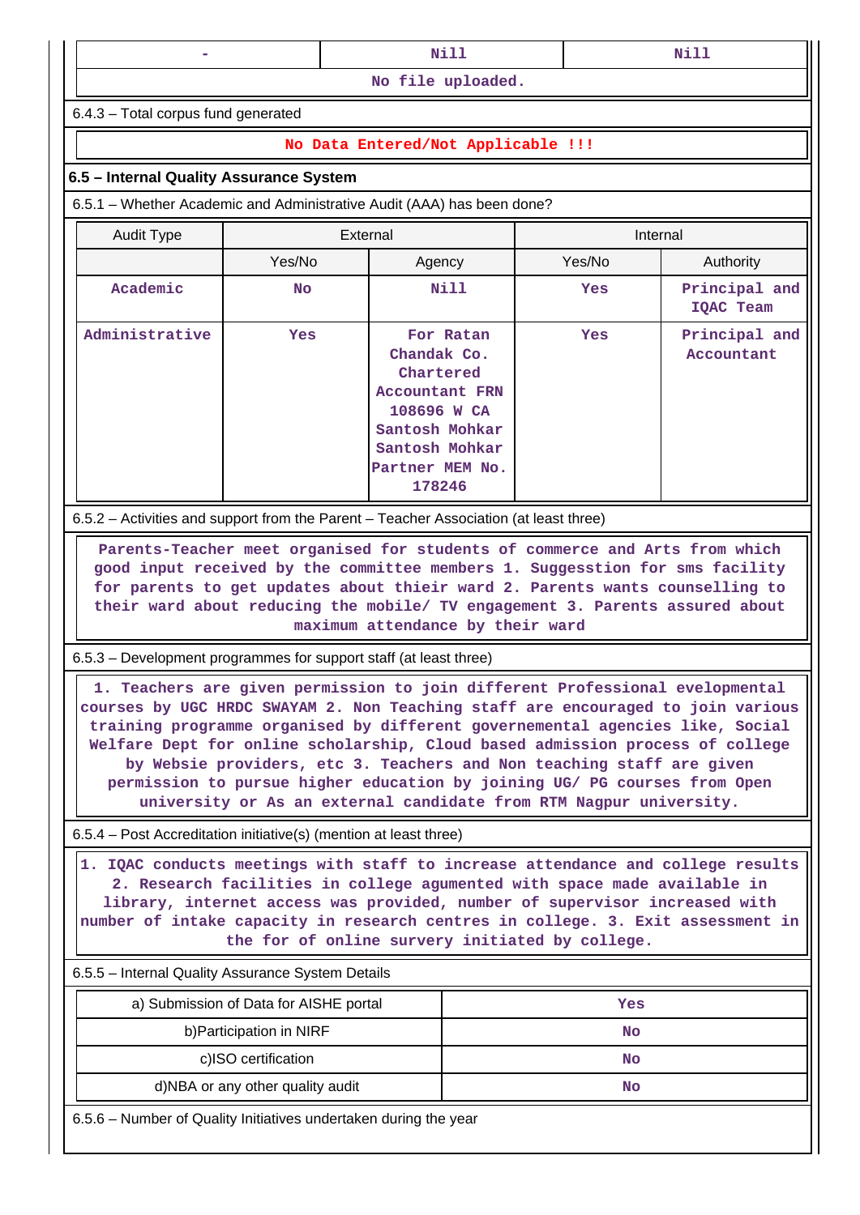| - | Nill | Nill |
|---|---|---|
| No file uploaded. | | |

6.4.3 – Total corpus fund generated

No Data Entered/Not Applicable !!!

### 6.5 – Internal Quality Assurance System

6.5.1 – Whether Academic and Administrative Audit (AAA) has been done?

| Audit Type | External | | Internal | |
|---|---|---|---|---|
| | Yes/No | Agency | Yes/No | Authority |
| Academic | No | Nill | Yes | Principal and IQAC Team |
| Administrative | Yes | For Ratan Chandak Co. Chartered Accountant FRN 108696 W CA Santosh Mohkar Santosh Mohkar Partner MEM No. 178246 | Yes | Principal and Accountant |

6.5.2 – Activities and support from the Parent – Teacher Association (at least three)

Parents-Teacher meet organised for students of commerce and Arts from which good input received by the committee members 1. Suggesstion for sms facility for parents to get updates about thieir ward 2. Parents wants counselling to their ward about reducing the mobile/ TV engagement 3. Parents assured about maximum attendance by their ward

6.5.3 – Development programmes for support staff (at least three)

1. Teachers are given permission to join different Professional evelopmental courses by UGC HRDC SWAYAM 2. Non Teaching staff are encouraged to join various training programme organised by different governemental agencies like, Social Welfare Dept for online scholarship, Cloud based admission process of college by Websie providers, etc 3. Teachers and Non teaching staff are given permission to pursue higher education by joining UG/ PG courses from Open university or As an external candidate from RTM Nagpur university.

6.5.4 – Post Accreditation initiative(s) (mention at least three)

1. IQAC conducts meetings with staff to increase attendance and college results 2. Research facilities in college agumented with space made available in library, internet access was provided, number of supervisor increased with number of intake capacity in research centres in college. 3. Exit assessment in the for of online survery initiated by college.

6.5.5 – Internal Quality Assurance System Details

| | |
|---|---|
| a) Submission of Data for AISHE portal | Yes |
| b)Participation in NIRF | No |
| c)ISO certification | No |
| d)NBA or any other quality audit | No |

6.5.6 – Number of Quality Initiatives undertaken during the year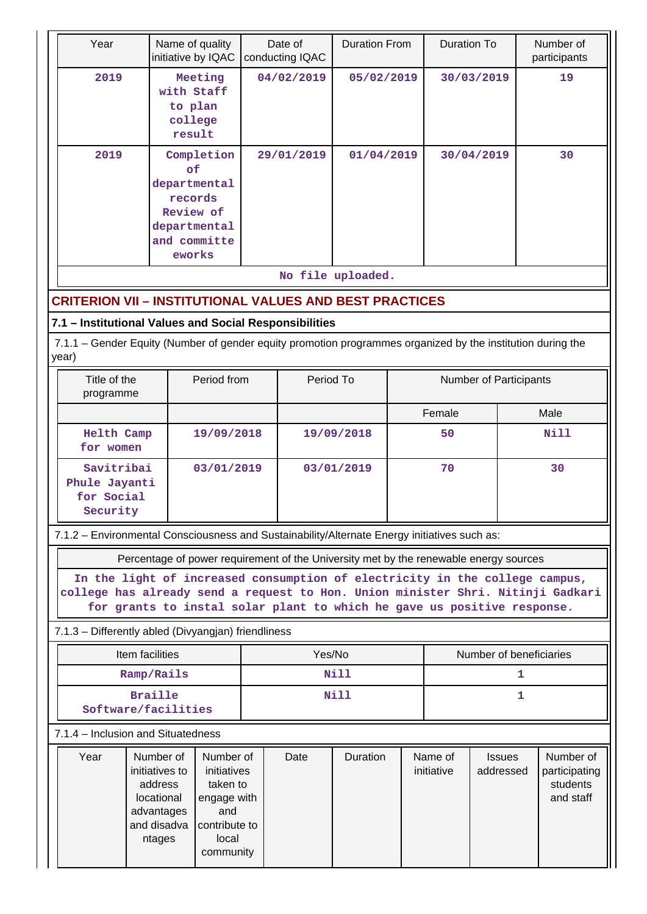| Year | Name of quality initiative by IQAC | Date of conducting IQAC | Duration From | Duration To | Number of participants |
|---|---|---|---|---|---|
| 2019 | Meeting with Staff to plan college result | 04/02/2019 | 05/02/2019 | 30/03/2019 | 19 |
| 2019 | Completion of departmental records Review of departmental and committe eworks | 29/01/2019 | 01/04/2019 | 30/04/2019 | 30 |

No file uploaded.

## CRITERION VII – INSTITUTIONAL VALUES AND BEST PRACTICES

### 7.1 – Institutional Values and Social Responsibilities

7.1.1 – Gender Equity (Number of gender equity promotion programmes organized by the institution during the year)

| Title of the programme | Period from | Period To | Number of Participants | |
|---|---|---|---|---|
| | | | Female | Male |
| Helth Camp for women | 19/09/2018 | 19/09/2018 | 50 | Nill |
| Savitribai Phule Jayanti for Social Security | 03/01/2019 | 03/01/2019 | 70 | 30 |

7.1.2 – Environmental Consciousness and Sustainability/Alternate Energy initiatives such as:

| Percentage of power requirement of the University met by the renewable energy sources |
|---|
| In the light of increased consumption of electricity in the college campus, college has already send a request to Hon. Union minister Shri. Nitinji Gadkari for grants to instal solar plant to which he gave us positive response. |

7.1.3 – Differently abled (Divyangjan) friendliness

| Item facilities | Yes/No | Number of beneficiaries |
|---|---|---|
| Ramp/Rails | Nill | 1 |
| Braille Software/facilities | Nill | 1 |

7.1.4 – Inclusion and Situatedness

| Year | Number of initiatives to address locational advantages and disadvantages | Number of initiatives taken to engage with and contribute to local community | Date | Duration | Name of initiative | Issues addressed | Number of participating students and staff |
|---|---|---|---|---|---|---|---|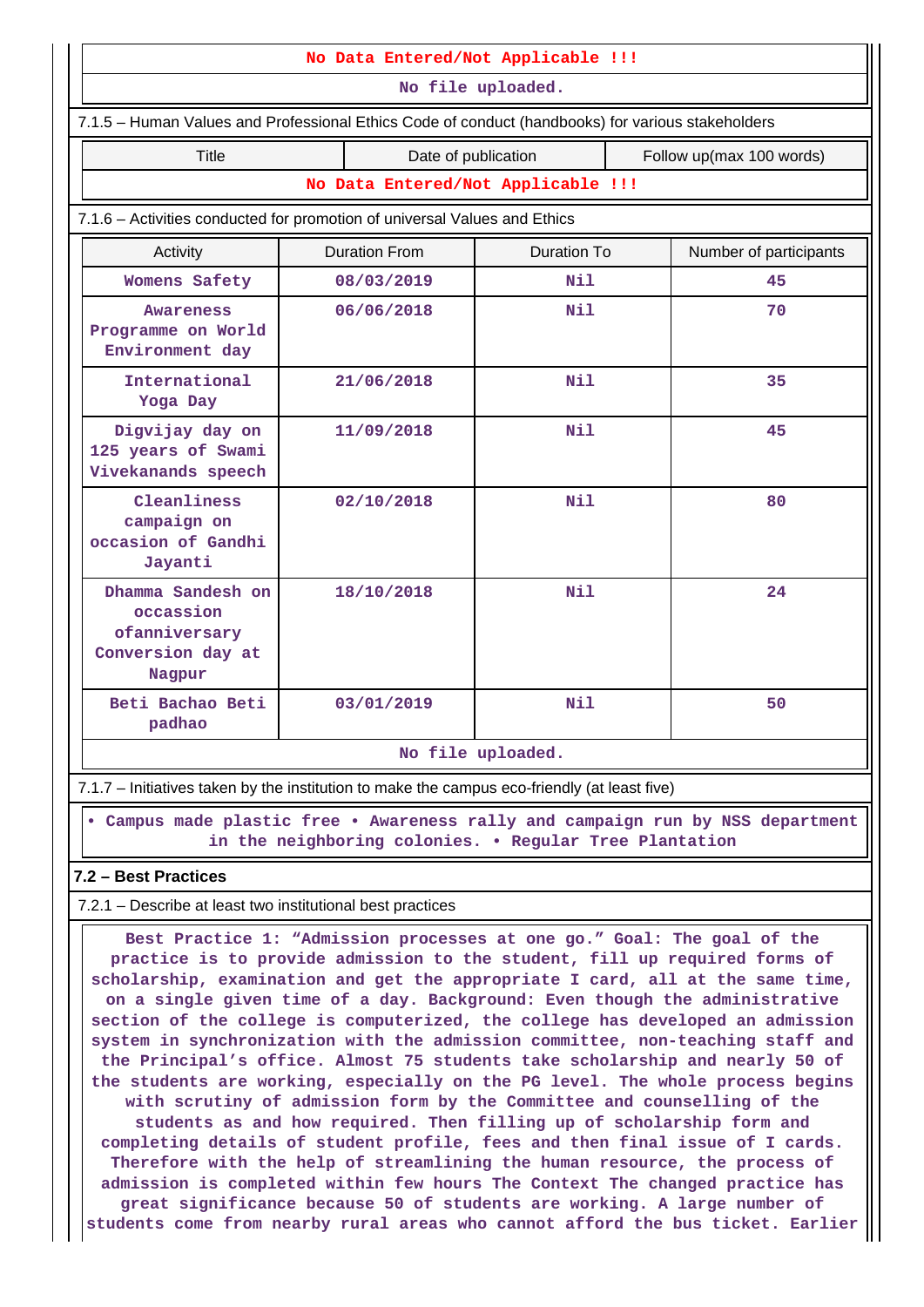No Data Entered/Not Applicable !!!

No file uploaded.

7.1.5 – Human Values and Professional Ethics Code of conduct (handbooks) for various stakeholders

| Title | Date of publication | Follow up(max 100 words) |
|---|---|---|
| No Data Entered/Not Applicable !!! | | |

7.1.6 – Activities conducted for promotion of universal Values and Ethics

| Activity | Duration From | Duration To | Number of participants |
|---|---|---|---|
| Womens Safety | 08/03/2019 | Nil | 45 |
| Awareness Programme on World Environment day | 06/06/2018 | Nil | 70 |
| International Yoga Day | 21/06/2018 | Nil | 35 |
| Digvijay day on 125 years of Swami Vivekanands speech | 11/09/2018 | Nil | 45 |
| Cleanliness campaign on occasion of Gandhi Jayanti | 02/10/2018 | Nil | 80 |
| Dhamma Sandesh on occassion ofanniversary Conversion day at Nagpur | 18/10/2018 | Nil | 24 |
| Beti Bachao Beti padhao | 03/01/2019 | Nil | 50 |

No file uploaded.

7.1.7 – Initiatives taken by the institution to make the campus eco-friendly (at least five)

• Campus made plastic free • Awareness rally and campaign run by NSS department in the neighboring colonies. • Regular Tree Plantation

## 7.2 – Best Practices

7.2.1 – Describe at least two institutional best practices

Best Practice 1: “Admission processes at one go.” Goal: The goal of the practice is to provide admission to the student, fill up required forms of scholarship, examination and get the appropriate I card, all at the same time, on a single given time of a day. Background: Even though the administrative section of the college is computerized, the college has developed an admission system in synchronization with the admission committee, non-teaching staff and the Principal’s office. Almost 75 students take scholarship and nearly 50 of the students are working, especially on the PG level. The whole process begins with scrutiny of admission form by the Committee and counselling of the students as and how required. Then filling up of scholarship form and completing details of student profile, fees and then final issue of I cards. Therefore with the help of streamlining the human resource, the process of admission is completed within few hours The Context The changed practice has great significance because 50 of students are working. A large number of students come from nearby rural areas who cannot afford the bus ticket. Earlier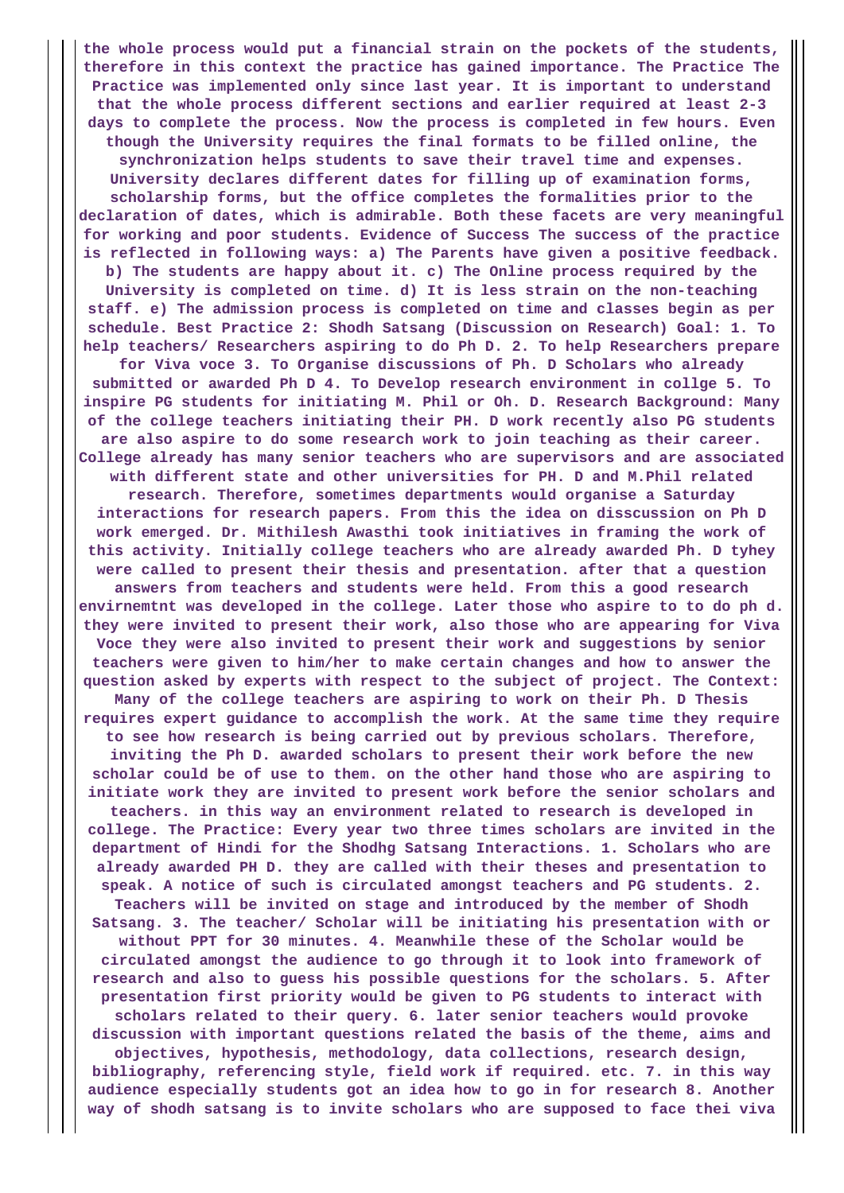**the whole process would put a financial strain on the pockets of the students, therefore in this context the practice has gained importance. The Practice The Practice was implemented only since last year. It is important to understand that the whole process different sections and earlier required at least 2-3 days to complete the process. Now the process is completed in few hours. Even though the University requires the final formats to be filled online, the synchronization helps students to save their travel time and expenses. University declares different dates for filling up of examination forms, scholarship forms, but the office completes the formalities prior to the declaration of dates, which is admirable. Both these facets are very meaningful for working and poor students. Evidence of Success The success of the practice is reflected in following ways: a) The Parents have given a positive feedback. b) The students are happy about it. c) The Online process required by the University is completed on time. d) It is less strain on the non-teaching staff. e) The admission process is completed on time and classes begin as per schedule. Best Practice 2: Shodh Satsang (Discussion on Research) Goal: 1. To help teachers/ Researchers aspiring to do Ph D. 2. To help Researchers prepare for Viva voce 3. To Organise discussions of Ph. D Scholars who already submitted or awarded Ph D 4. To Develop research environment in collge 5. To inspire PG students for initiating M. Phil or Oh. D. Research Background: Many of the college teachers initiating their PH. D work recently also PG students are also aspire to do some research work to join teaching as their career. College already has many senior teachers who are supervisors and are associated with different state and other universities for PH. D and M.Phil related research. Therefore, sometimes departments would organise a Saturday interactions for research papers. From this the idea on disscussion on Ph D work emerged. Dr. Mithilesh Awasthi took initiatives in framing the work of this activity. Initially college teachers who are already awarded Ph. D tyhey were called to present their thesis and presentation. after that a question answers from teachers and students were held. From this a good research envirnemtnt was developed in the college. Later those who aspire to to do ph d. they were invited to present their work, also those who are appearing for Viva Voce they were also invited to present their work and suggestions by senior teachers were given to him/her to make certain changes and how to answer the question asked by experts with respect to the subject of project. The Context: Many of the college teachers are aspiring to work on their Ph. D Thesis requires expert guidance to accomplish the work. At the same time they require to see how research is being carried out by previous scholars. Therefore, inviting the Ph D. awarded scholars to present their work before the new scholar could be of use to them. on the other hand those who are aspiring to initiate work they are invited to present work before the senior scholars and teachers. in this way an environment related to research is developed in college. The Practice: Every year two three times scholars are invited in the department of Hindi for the Shodhg Satsang Interactions. 1. Scholars who are already awarded PH D. they are called with their theses and presentation to speak. A notice of such is circulated amongst teachers and PG students. 2. Teachers will be invited on stage and introduced by the member of Shodh Satsang. 3. The teacher/ Scholar will be initiating his presentation with or without PPT for 30 minutes. 4. Meanwhile these of the Scholar would be circulated amongst the audience to go through it to look into framework of research and also to guess his possible questions for the scholars. 5. After presentation first priority would be given to PG students to interact with scholars related to their query. 6. later senior teachers would provoke discussion with important questions related the basis of the theme, aims and objectives, hypothesis, methodology, data collections, research design, bibliography, referencing style, field work if required. etc. 7. in this way audience especially students got an idea how to go in for research 8. Another way of shodh satsang is to invite scholars who are supposed to face thei viva**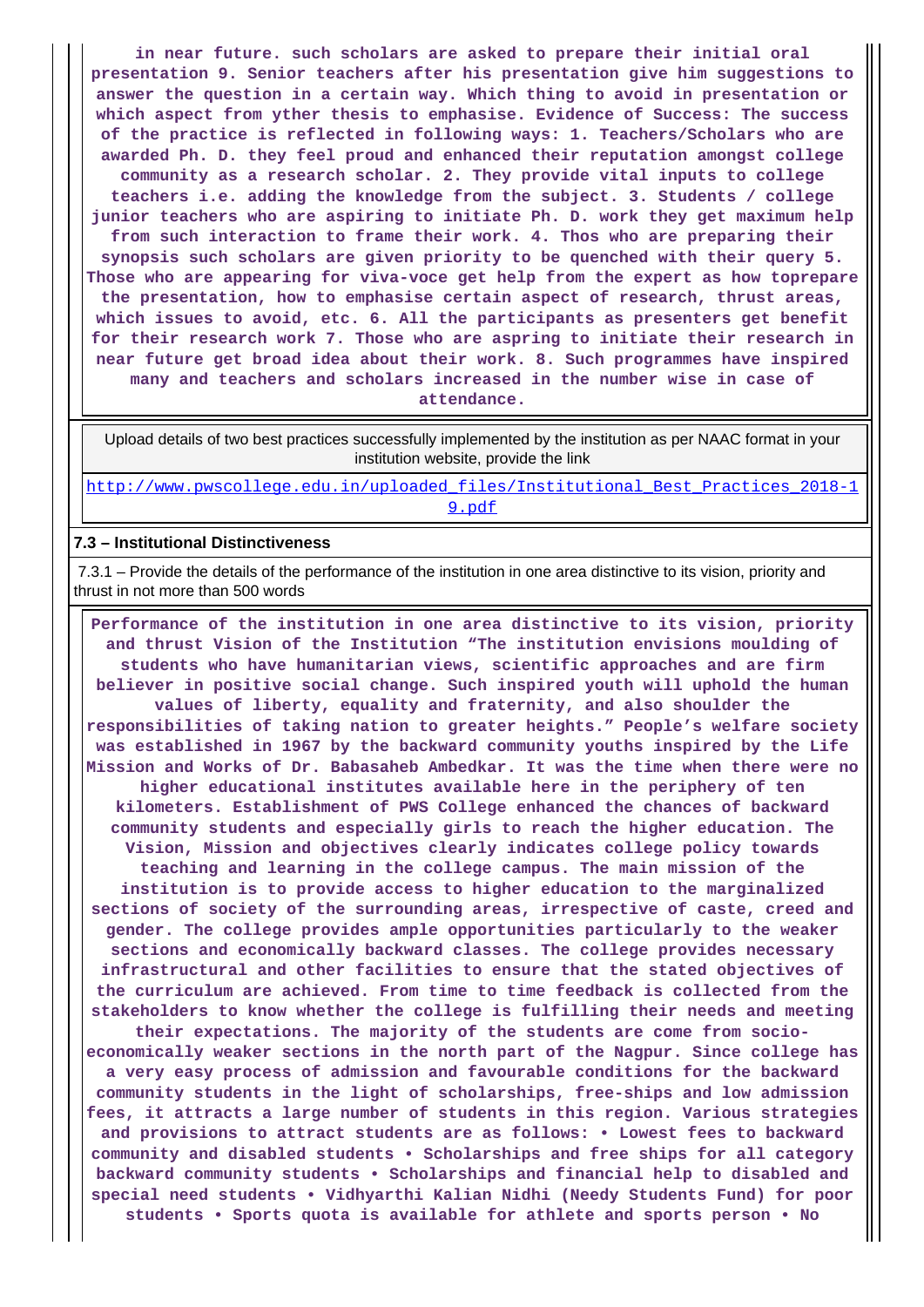**in near future. such scholars are asked to prepare their initial oral presentation 9. Senior teachers after his presentation give him suggestions to answer the question in a certain way. Which thing to avoid in presentation or which aspect from yther thesis to emphasise. Evidence of Success: The success of the practice is reflected in following ways: 1. Teachers/Scholars who are awarded Ph. D. they feel proud and enhanced their reputation amongst college community as a research scholar. 2. They provide vital inputs to college teachers i.e. adding the knowledge from the subject. 3. Students / college junior teachers who are aspiring to initiate Ph. D. work they get maximum help from such interaction to frame their work. 4. Thos who are preparing their synopsis such scholars are given priority to be quenched with their query 5. Those who are appearing for viva-voce get help from the expert as how toprepare the presentation, how to emphasise certain aspect of research, thrust areas, which issues to avoid, etc. 6. All the participants as presenters get benefit for their research work 7. Those who are aspring to initiate their research in near future get broad idea about their work. 8. Such programmes have inspired many and teachers and scholars increased in the number wise in case of attendance.**

| Upload details of two best practices successfully implemented by the institution as per NAAC format in your institution website, provide the link |
|---|
| http://www.pwscollege.edu.in/uploaded_files/Institutional_Best_Practices_2018-19.pdf |

**7.3 – Institutional Distinctiveness**

7.3.1 – Provide the details of the performance of the institution in one area distinctive to its vision, priority and thrust in not more than 500 words

**Performance of the institution in one area distinctive to its vision, priority and thrust Vision of the Institution “The institution envisions moulding of students who have humanitarian views, scientific approaches and are firm believer in positive social change. Such inspired youth will uphold the human values of liberty, equality and fraternity, and also shoulder the responsibilities of taking nation to greater heights.” People’s welfare society was established in 1967 by the backward community youths inspired by the Life Mission and Works of Dr. Babasaheb Ambedkar. It was the time when there were no higher educational institutes available here in the periphery of ten kilometers. Establishment of PWS College enhanced the chances of backward community students and especially girls to reach the higher education. The Vision, Mission and objectives clearly indicates college policy towards teaching and learning in the college campus. The main mission of the institution is to provide access to higher education to the marginalized sections of society of the surrounding areas, irrespective of caste, creed and gender. The college provides ample opportunities particularly to the weaker sections and economically backward classes. The college provides necessary infrastructural and other facilities to ensure that the stated objectives of the curriculum are achieved. From time to time feedback is collected from the stakeholders to know whether the college is fulfilling their needs and meeting their expectations. The majority of the students are come from socio-economically weaker sections in the north part of the Nagpur. Since college has a very easy process of admission and favourable conditions for the backward community students in the light of scholarships, free-ships and low admission fees, it attracts a large number of students in this region. Various strategies and provisions to attract students are as follows: • Lowest fees to backward community and disabled students • Scholarships and free ships for all category backward community students • Scholarships and financial help to disabled and special need students • Vidhyarthi Kalian Nidhi (Needy Students Fund) for poor students • Sports quota is available for athlete and sports person • No**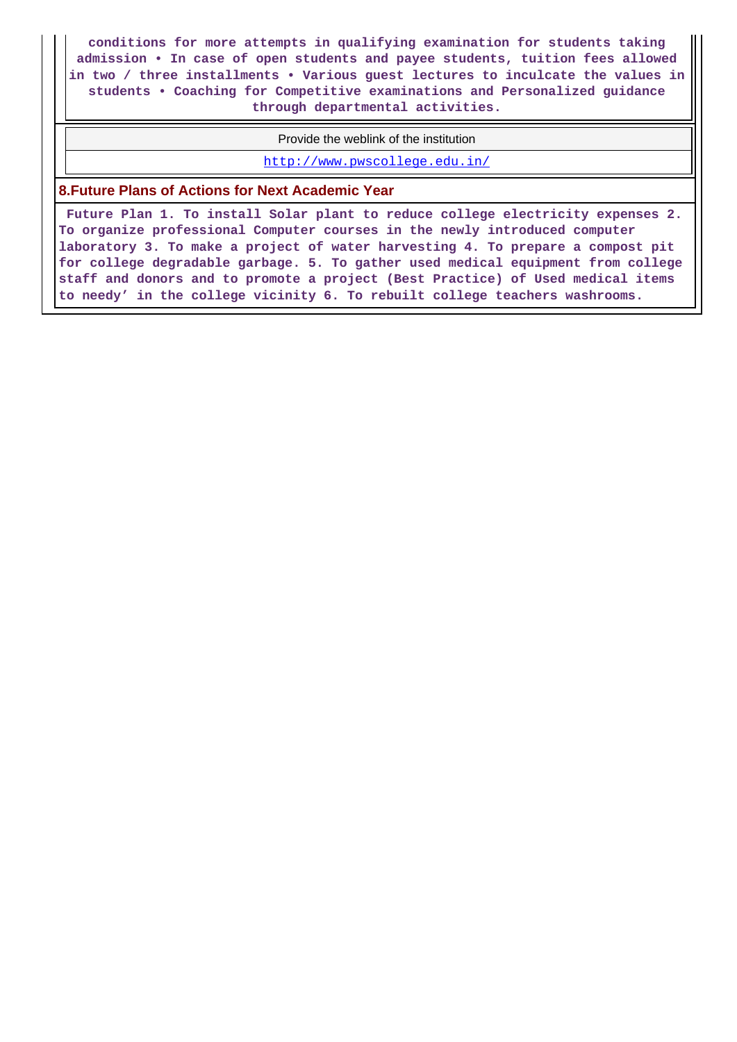**conditions for more attempts in qualifying examination for students taking admission • In case of open students and payee students, tuition fees allowed in two / three installments • Various guest lectures to inculcate the values in students • Coaching for Competitive examinations and Personalized guidance through departmental activities.**

| Provide the weblink of the institution |
|---|
| http://www.pwscollege.edu.in/ |

## 8.Future Plans of Actions for Next Academic Year

**Future Plan 1. To install Solar plant to reduce college electricity expenses 2. To organize professional Computer courses in the newly introduced computer laboratory 3. To make a project of water harvesting 4. To prepare a compost pit for college degradable garbage. 5. To gather used medical equipment from college staff and donors and to promote a project (Best Practice) of Used medical items to needy' in the college vicinity 6. To rebuilt college teachers washrooms.**